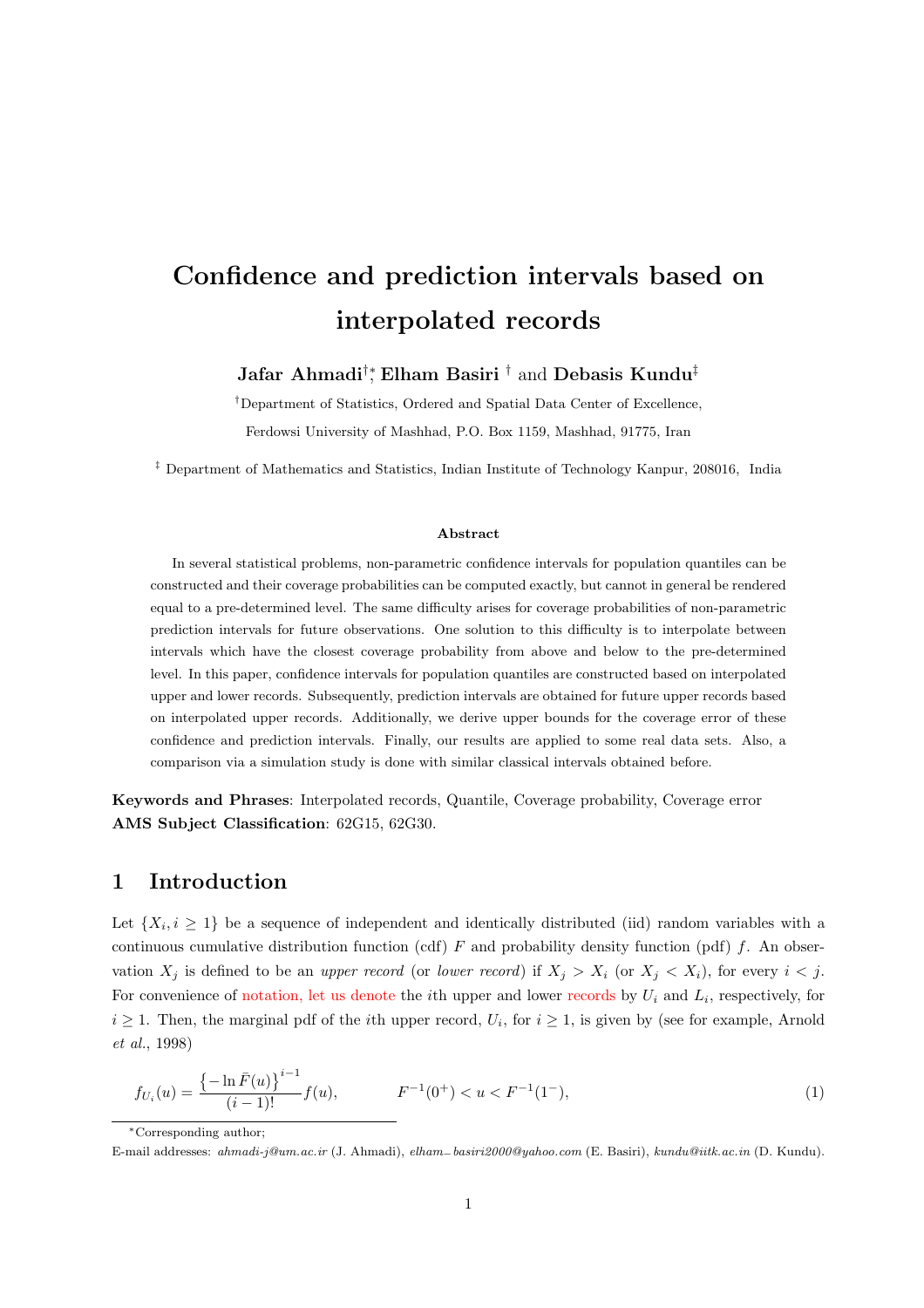# Confidence and prediction intervals based on interpolated records

**Jafar Ahmadi**[†][*], **Elham Basiri** [†] and **Debasis Kundu**[‡]

[†]Department of Statistics, Ordered and Spatial Data Center of Excellence,

Ferdowsi University of Mashhad, P.O. Box 1159, Mashhad, 91775, Iran

[‡] Department of Mathematics and Statistics, Indian Institute of Technology Kanpur, 208016, India

### Abstract

In several statistical problems, non-parametric confidence intervals for population quantiles can be constructed and their coverage probabilities can be computed exactly, but cannot in general be rendered equal to a pre-determined level. The same difficulty arises for coverage probabilities of non-parametric prediction intervals for future observations. One solution to this difficulty is to interpolate between intervals which have the closest coverage probability from above and below to the pre-determined level. In this paper, confidence intervals for population quantiles are constructed based on interpolated upper and lower records. Subsequently, prediction intervals are obtained for future upper records based on interpolated upper records. Additionally, we derive upper bounds for the coverage error of these confidence and prediction intervals. Finally, our results are applied to some real data sets. Also, a comparison via a simulation study is done with similar classical intervals obtained before.

**Keywords and Phrases**: Interpolated records, Quantile, Coverage probability, Coverage error
**AMS Subject Classification**: 62G15, 62G30.

## 1 Introduction

Let $\{X_i, i \geq 1\}$ be a sequence of independent and identically distributed (iid) random variables with a continuous cumulative distribution function (cdf) $F$ and probability density function (pdf) $f$. An observation $X_j$ is defined to be an *upper record* (or *lower record*) if $X_j > X_i$ (or $X_j < X_i$), for every $i < j$. For convenience of notation, let us denote the $i$th upper and lower records by $U_i$ and $L_i$, respectively, for $i \geq 1$. Then, the marginal pdf of the $i$th upper record, $U_i$, for $i \geq 1$, is given by (see for example, Arnold *et al.*, 1998)

$$f_{U_i}(u) = \frac{\{-\ln \bar{F}(u)\}^{i-1}}{(i-1)!} f(u), \qquad F^{-1}(0^+) < u < F^{-1}(1^-), \tag{1}$$

[*]Corresponding author;

E-mail addresses: *ahmadi-j@um.ac.ir* (J. Ahmadi), *elham_basiri2000@yahoo.com* (E. Basiri), *kundu@iitk.ac.in* (D. Kundu).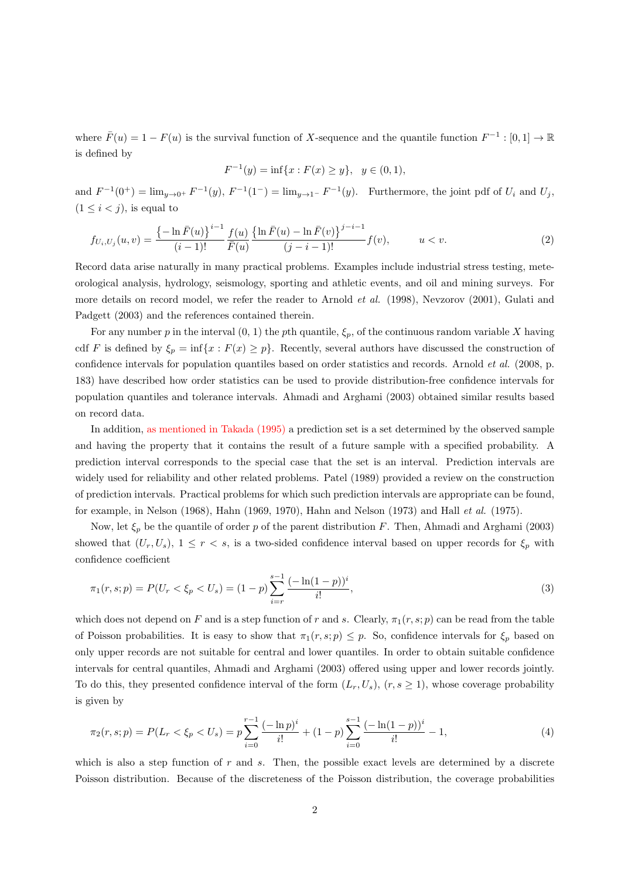where $\bar{F}(u) = 1 - F(u)$ is the survival function of $X$-sequence and the quantile function $F^{-1} : [0, 1] \to \mathbb{R}$ is defined by

$$F^{-1}(y) = \inf\{x : F(x) \geq y\}, \quad y \in (0, 1),$$

and $F^{-1}(0^+) = \lim_{y \to 0^+} F^{-1}(y)$, $F^{-1}(1^-) = \lim_{y \to 1^-} F^{-1}(y)$. Furthermore, the joint pdf of $U_i$ and $U_j$, $(1 \leq i < j)$, is equal to

$$f_{U_i,U_j}(u, v) = \frac{\{-\ln \bar{F}(u)\}^{i-1}}{(i-1)!} \frac{f(u)}{\bar{F}(u)} \frac{\{\ln \bar{F}(u) - \ln \bar{F}(v)\}^{j-i-1}}{(j-i-1)!} f(v), \qquad u < v. \tag{2}$$

Record data arise naturally in many practical problems. Examples include industrial stress testing, meteorological analysis, hydrology, seismology, sporting and athletic events, and oil and mining surveys. For more details on record model, we refer the reader to Arnold *et al.* (1998), Nevzorov (2001), Gulati and Padgett (2003) and the references contained therein.

For any number $p$ in the interval (0, 1) the $p$th quantile, $\xi_p$, of the continuous random variable $X$ having cdf $F$ is defined by $\xi_p = \inf\{x : F(x) \geq p\}$. Recently, several authors have discussed the construction of confidence intervals for population quantiles based on order statistics and records. Arnold *et al.* (2008, p. 183) have described how order statistics can be used to provide distribution-free confidence intervals for population quantiles and tolerance intervals. Ahmadi and Arghami (2003) obtained similar results based on record data.

In addition, as mentioned in Takada (1995) a prediction set is a set determined by the observed sample and having the property that it contains the result of a future sample with a specified probability. A prediction interval corresponds to the special case that the set is an interval. Prediction intervals are widely used for reliability and other related problems. Patel (1989) provided a review on the construction of prediction intervals. Practical problems for which such prediction intervals are appropriate can be found, for example, in Nelson (1968), Hahn (1969, 1970), Hahn and Nelson (1973) and Hall *et al.* (1975).

Now, let $\xi_p$ be the quantile of order $p$ of the parent distribution $F$. Then, Ahmadi and Arghami (2003) showed that $(U_r, U_s)$, $1 \leq r < s$, is a two-sided confidence interval based on upper records for $\xi_p$ with confidence coefficient

$$\pi_1(r, s; p) = P(U_r < \xi_p < U_s) = (1-p) \sum_{i=r}^{s-1} \frac{(-\ln(1-p))^i}{i!}, \tag{3}$$

which does not depend on $F$ and is a step function of $r$ and $s$. Clearly, $\pi_1(r, s; p)$ can be read from the table of Poisson probabilities. It is easy to show that $\pi_1(r, s; p) \leq p$. So, confidence intervals for $\xi_p$ based on only upper records are not suitable for central and lower quantiles. In order to obtain suitable confidence intervals for central quantiles, Ahmadi and Arghami (2003) offered using upper and lower records jointly. To do this, they presented confidence interval of the form $(L_r, U_s)$, $(r, s \geq 1)$, whose coverage probability is given by

$$\pi_2(r, s; p) = P(L_r < \xi_p < U_s) = p \sum_{i=0}^{r-1} \frac{(-\ln p)^i}{i!} + (1-p) \sum_{i=0}^{s-1} \frac{(-\ln(1-p))^i}{i!} - 1, \tag{4}$$

which is also a step function of $r$ and $s$. Then, the possible exact levels are determined by a discrete Poisson distribution. Because of the discreteness of the Poisson distribution, the coverage probabilities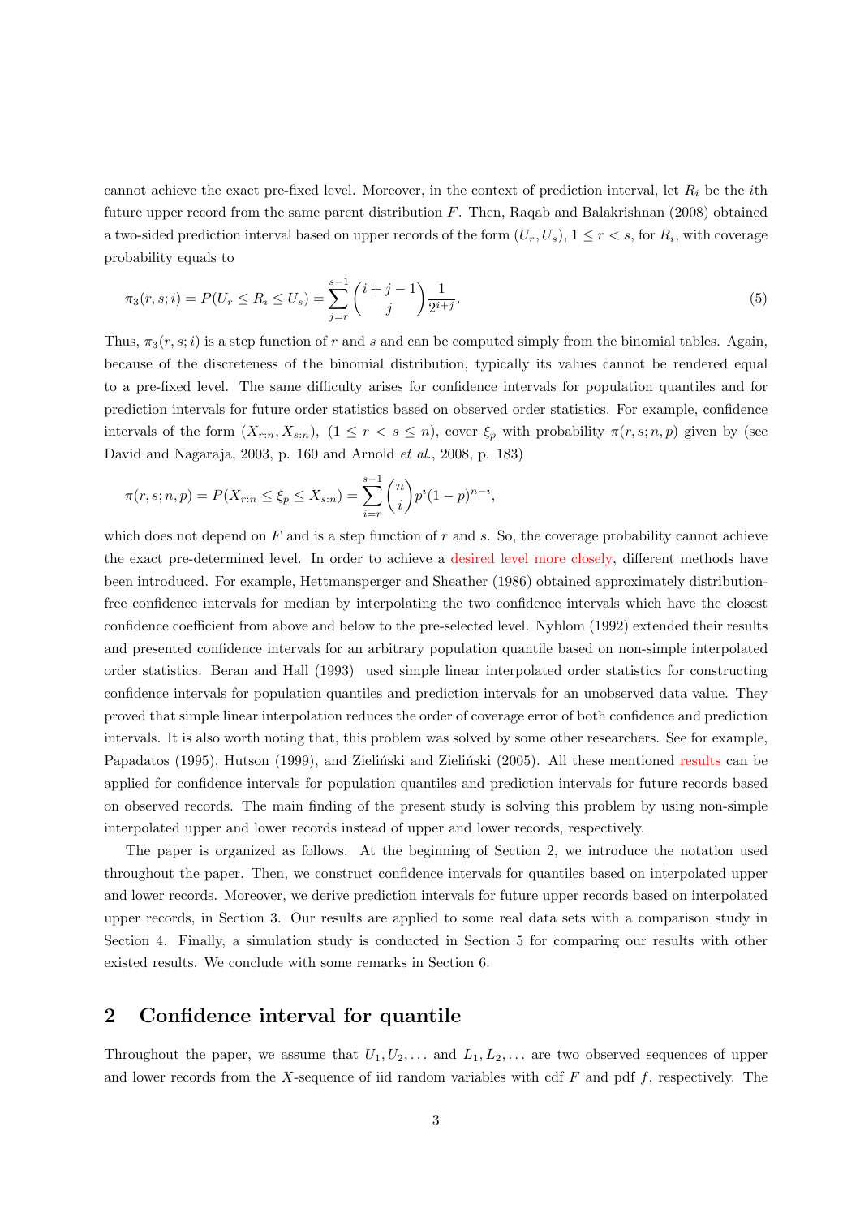cannot achieve the exact pre-fixed level. Moreover, in the context of prediction interval, let $R_i$ be the $i$th future upper record from the same parent distribution $F$. Then, Raqab and Balakrishnan (2008) obtained a two-sided prediction interval based on upper records of the form $(U_r, U_s)$, $1 \leq r < s$, for $R_i$, with coverage probability equals to

$$\pi_3(r, s; i) = P(U_r \leq R_i \leq U_s) = \sum_{j=r}^{s-1} \binom{i+j-1}{j} \frac{1}{2^{i+j}}. \tag{5}$$

Thus, $\pi_3(r, s; i)$ is a step function of $r$ and $s$ and can be computed simply from the binomial tables. Again, because of the discreteness of the binomial distribution, typically its values cannot be rendered equal to a pre-fixed level. The same difficulty arises for confidence intervals for population quantiles and for prediction intervals for future order statistics based on observed order statistics. For example, confidence intervals of the form $(X_{r:n}, X_{s:n})$, $(1 \leq r < s \leq n)$, cover $\xi_p$ with probability $\pi(r, s; n, p)$ given by (see David and Nagaraja, 2003, p. 160 and Arnold *et al.*, 2008, p. 183)

$$\pi(r, s; n, p) = P(X_{r:n} \leq \xi_p \leq X_{s:n}) = \sum_{i=r}^{s-1} \binom{n}{i} p^i (1-p)^{n-i},$$

which does not depend on $F$ and is a step function of $r$ and $s$. So, the coverage probability cannot achieve the exact pre-determined level. In order to achieve a desired level more closely, different methods have been introduced. For example, Hettmansperger and Sheather (1986) obtained approximately distribution-free confidence intervals for median by interpolating the two confidence intervals which have the closest confidence coefficient from above and below to the pre-selected level. Nyblom (1992) extended their results and presented confidence intervals for an arbitrary population quantile based on non-simple interpolated order statistics. Beran and Hall (1993) used simple linear interpolated order statistics for constructing confidence intervals for population quantiles and prediction intervals for an unobserved data value. They proved that simple linear interpolation reduces the order of coverage error of both confidence and prediction intervals. It is also worth noting that, this problem was solved by some other researchers. See for example, Papadatos (1995), Hutson (1999), and Zieliński and Zieliński (2005). All these mentioned results can be applied for confidence intervals for population quantiles and prediction intervals for future records based on observed records. The main finding of the present study is solving this problem by using non-simple interpolated upper and lower records instead of upper and lower records, respectively.

The paper is organized as follows. At the beginning of Section 2, we introduce the notation used throughout the paper. Then, we construct confidence intervals for quantiles based on interpolated upper and lower records. Moreover, we derive prediction intervals for future upper records based on interpolated upper records, in Section 3. Our results are applied to some real data sets with a comparison study in Section 4. Finally, a simulation study is conducted in Section 5 for comparing our results with other existed results. We conclude with some remarks in Section 6.

## 2 Confidence interval for quantile

Throughout the paper, we assume that $U_1, U_2, \dots$ and $L_1, L_2, \dots$ are two observed sequences of upper and lower records from the $X$-sequence of iid random variables with cdf $F$ and pdf $f$, respectively. The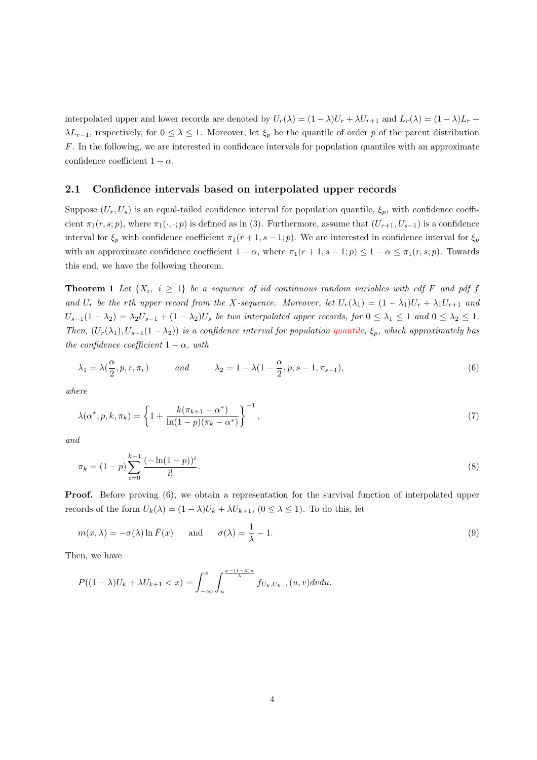interpolated upper and lower records are denoted by $U_r(\lambda) = (1-\lambda)U_r + \lambda U_{r+1}$ and $L_r(\lambda) = (1-\lambda)L_r + \lambda L_{r-1}$, respectively, for $0 \leq \lambda \leq 1$. Moreover, let $\xi_p$ be the quantile of order $p$ of the parent distribution $F$. In the following, we are interested in confidence intervals for population quantiles with an approximate confidence coefficient $1-\alpha$.

## 2.1 Confidence intervals based on interpolated upper records

Suppose $(U_r, U_s)$ is an equal-tailed confidence interval for population quantile, $\xi_p$, with confidence coefficient $\pi_1(r, s; p)$, where $\pi_1(\cdot, \cdot; p)$ is defined as in (3). Furthermore, assume that $(U_{r+1}, U_{s-1})$ is a confidence interval for $\xi_p$ with confidence coefficient $\pi_1(r+1, s-1; p)$. We are interested in confidence interval for $\xi_p$ with an approximate confidence coefficient $1-\alpha$, where $\pi_1(r+1, s-1; p) \leq 1-\alpha \leq \pi_1(r, s; p)$. Towards this end, we have the following theorem.

**Theorem 1** *Let $\{X_i,\ i \geq 1\}$ be a sequence of iid continuous random variables with cdf $F$ and pdf $f$ and $U_r$ be the $r$th upper record from the $X$-sequence. Moreover, let $U_r(\lambda_1) = (1-\lambda_1)U_r + \lambda_1 U_{r+1}$ and $U_{s-1}(1-\lambda_2) = \lambda_2 U_{s-1} + (1-\lambda_2)U_s$ be two interpolated upper records, for $0 \leq \lambda_1 \leq 1$ and $0 \leq \lambda_2 \leq 1$. Then, $(U_r(\lambda_1), U_{s-1}(1-\lambda_2))$ is a confidence interval for population quantile, $\xi_p$, which approximately has the confidence coefficient $1-\alpha$, with*

$$\lambda_1 = \lambda(\frac{\alpha}{2}, p, r, \pi_r) \qquad \textit{and} \qquad \lambda_2 = 1 - \lambda(1-\frac{\alpha}{2}, p, s-1, \pi_{s-1}), \tag{6}$$

*where*

$$\lambda(\alpha^*, p, k, \pi_k) = \left\{1 + \frac{k(\pi_{k+1} - \alpha^*)}{\ln(1-p)(\pi_k - \alpha^*)}\right\}^{-1}, \tag{7}$$

*and*

$$\pi_k = (1-p)\sum_{i=0}^{k-1} \frac{(-\ln(1-p))^i}{i!}. \tag{8}$$

**Proof.** Before proving (6), we obtain a representation for the survival function of interpolated upper records of the form $U_k(\lambda) = (1-\lambda)U_k + \lambda U_{k+1}$, $(0 \leq \lambda \leq 1)$. To do this, let

$$m(x, \lambda) = -\sigma(\lambda)\ln \bar{F}(x) \qquad \text{and} \qquad \sigma(\lambda) = \frac{1}{\lambda} - 1. \tag{9}$$

Then, we have

$$P((1-\lambda)U_k + \lambda U_{k+1} < x) = \int_{-\infty}^{x} \int_{u}^{\frac{x-(1-\lambda)u}{\lambda}} f_{U_k, U_{k+1}}(u, v)dvdu.$$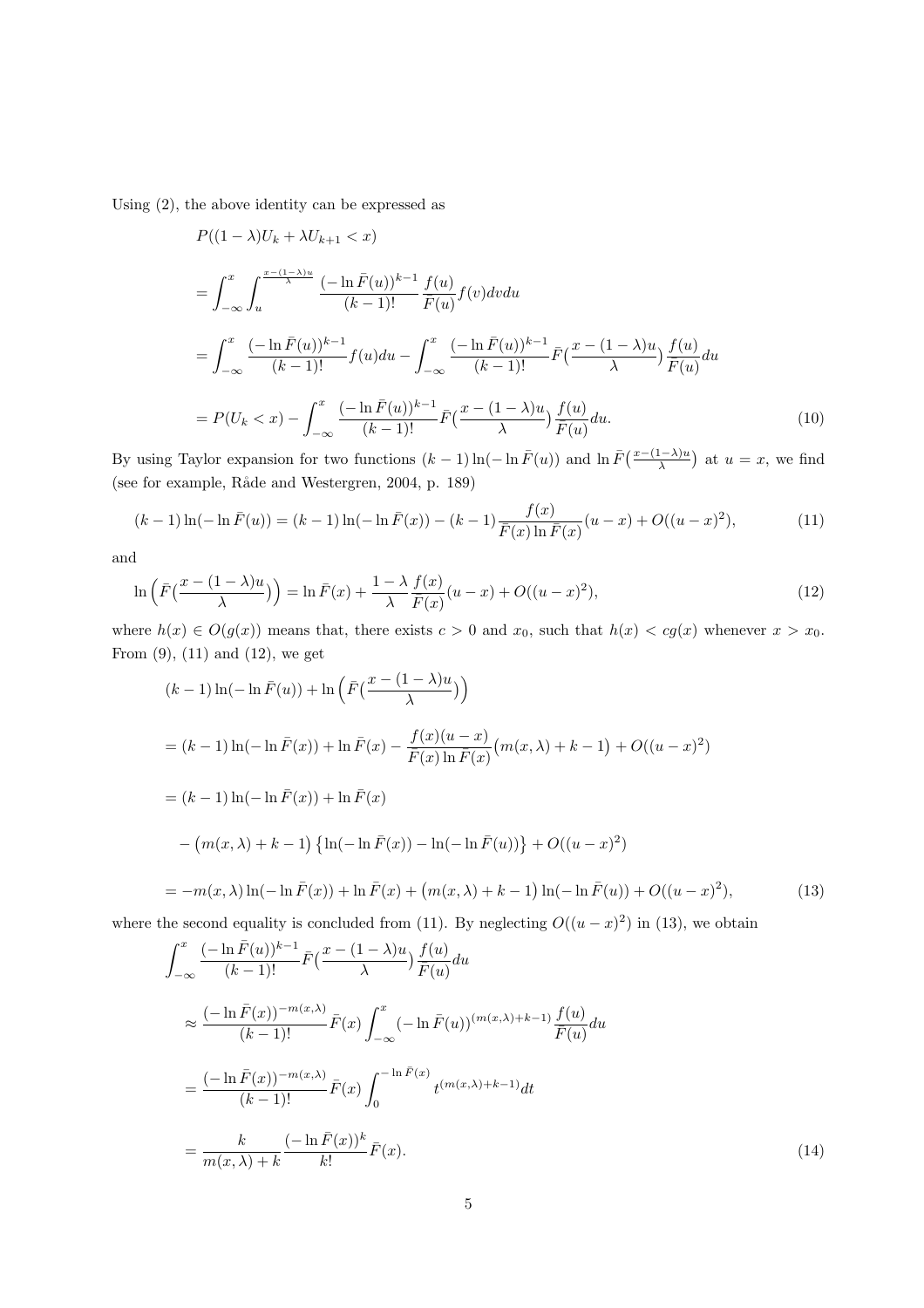Using (2), the above identity can be expressed as

$$
\begin{aligned}
&P((1-\lambda)U_k+\lambda U_{k+1}<x)\\
&=\int_{-\infty}^{x}\int_{u}^{\frac{x-(1-\lambda)u}{\lambda}}\frac{(-\ln\bar{F}(u))^{k-1}}{(k-1)!}\frac{f(u)}{\bar{F}(u)}f(v)dvdu\\
&=\int_{-\infty}^{x}\frac{(-\ln\bar{F}(u))^{k-1}}{(k-1)!}f(u)du-\int_{-\infty}^{x}\frac{(-\ln\bar{F}(u))^{k-1}}{(k-1)!}\bar{F}\big(\frac{x-(1-\lambda)u}{\lambda}\big)\frac{f(u)}{\bar{F}(u)}du\\
&=P(U_k<x)-\int_{-\infty}^{x}\frac{(-\ln\bar{F}(u))^{k-1}}{(k-1)!}\bar{F}\big(\frac{x-(1-\lambda)u}{\lambda}\big)\frac{f(u)}{\bar{F}(u)}du. \qquad (10)
\end{aligned}
$$

By using Taylor expansion for two functions $(k-1)\ln(-\ln\bar{F}(u))$ and $\ln\bar{F}\big(\frac{x-(1-\lambda)u}{\lambda}\big)$ at $u=x$, we find (see for example, Råde and Westergren, 2004, p. 189)

$$
(k-1)\ln(-\ln\bar{F}(u))=(k-1)\ln(-\ln\bar{F}(x))-(k-1)\frac{f(x)}{\bar{F}(x)\ln\bar{F}(x)}(u-x)+O((u-x)^2), \qquad (11)
$$

and

$$
\ln\Big(\bar{F}\big(\frac{x-(1-\lambda)u}{\lambda}\big)\Big)=\ln\bar{F}(x)+\frac{1-\lambda}{\lambda}\frac{f(x)}{\bar{F}(x)}(u-x)+O((u-x)^2), \qquad (12)
$$

where $h(x)\in O(g(x))$ means that, there exists $c>0$ and $x_0$, such that $h(x)<cg(x)$ whenever $x>x_0$. From (9), (11) and (12), we get

$$
\begin{aligned}
&(k-1)\ln(-\ln\bar{F}(u))+\ln\Big(\bar{F}\big(\frac{x-(1-\lambda)u}{\lambda}\big)\Big)\\
&=(k-1)\ln(-\ln\bar{F}(x))+\ln\bar{F}(x)-\frac{f(x)(u-x)}{\bar{F}(x)\ln\bar{F}(x)}\big(m(x,\lambda)+k-1\big)+O((u-x)^2)\\
&=(k-1)\ln(-\ln\bar{F}(x))+\ln\bar{F}(x)\\
&\quad-\big(m(x,\lambda)+k-1\big)\left\{\ln(-\ln\bar{F}(x))-\ln(-\ln\bar{F}(u))\right\}+O((u-x)^2)\\
&=-m(x,\lambda)\ln(-\ln\bar{F}(x))+\ln\bar{F}(x)+\big(m(x,\lambda)+k-1\big)\ln(-\ln\bar{F}(u))+O((u-x)^2), \qquad (13)
\end{aligned}
$$

where the second equality is concluded from (11). By neglecting $O((u-x)^2)$ in (13), we obtain

$$
\begin{aligned}
&\int_{-\infty}^{x}\frac{(-\ln\bar{F}(u))^{k-1}}{(k-1)!}\bar{F}\big(\frac{x-(1-\lambda)u}{\lambda}\big)\frac{f(u)}{\bar{F}(u)}du\\
&\approx\frac{(-\ln\bar{F}(x))^{-m(x,\lambda)}}{(k-1)!}\bar{F}(x)\int_{-\infty}^{x}(-\ln\bar{F}(u))^{(m(x,\lambda)+k-1)}\frac{f(u)}{\bar{F}(u)}du\\
&=\frac{(-\ln\bar{F}(x))^{-m(x,\lambda)}}{(k-1)!}\bar{F}(x)\int_{0}^{-\ln\bar{F}(x)}t^{(m(x,\lambda)+k-1)}dt\\
&=\frac{k}{m(x,\lambda)+k}\frac{(-\ln\bar{F}(x))^{k}}{k!}\bar{F}(x). \qquad (14)
\end{aligned}
$$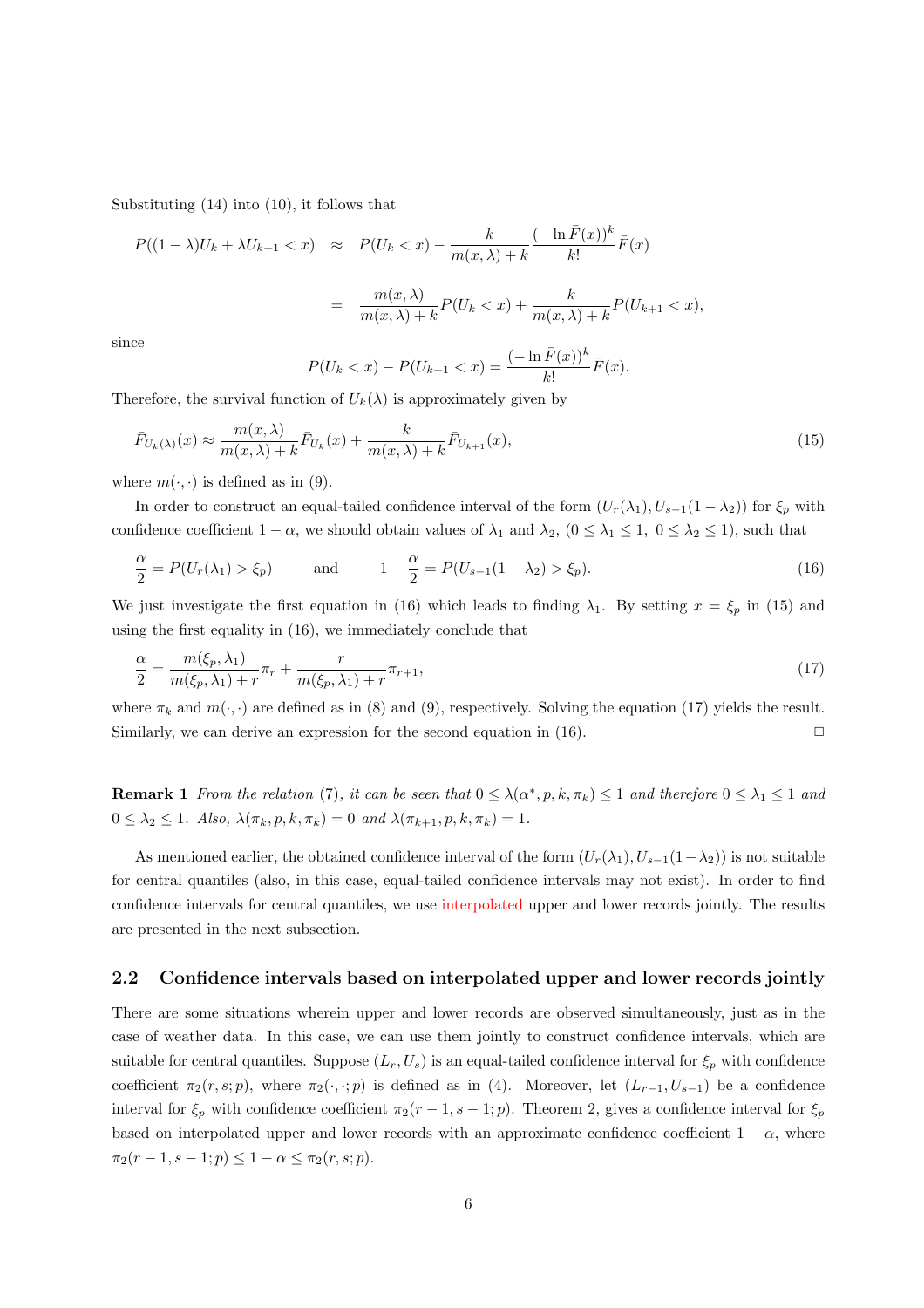Substituting (14) into (10), it follows that

$$
\begin{aligned}
P((1-\lambda)U_k + \lambda U_{k+1} < x) &\approx P(U_k < x) - \frac{k}{m(x,\lambda)+k}\frac{(-\ln \bar{F}(x))^k}{k!}\bar{F}(x) \\
&= \frac{m(x,\lambda)}{m(x,\lambda)+k}P(U_k < x) + \frac{k}{m(x,\lambda)+k}P(U_{k+1} < x),
\end{aligned}
$$

since

$$
P(U_k < x) - P(U_{k+1} < x) = \frac{(-\ln \bar{F}(x))^k}{k!}\bar{F}(x).
$$

Therefore, the survival function of $U_k(\lambda)$ is approximately given by

$$
\bar{F}_{U_k(\lambda)}(x) \approx \frac{m(x,\lambda)}{m(x,\lambda)+k}\bar{F}_{U_k}(x) + \frac{k}{m(x,\lambda)+k}\bar{F}_{U_{k+1}}(x), \tag{15}
$$

where $m(\cdot,\cdot)$ is defined as in (9).

In order to construct an equal-tailed confidence interval of the form $(U_r(\lambda_1), U_{s-1}(1-\lambda_2))$ for $\xi_p$ with confidence coefficient $1-\alpha$, we should obtain values of $\lambda_1$ and $\lambda_2$, $(0 \le \lambda_1 \le 1,\ 0 \le \lambda_2 \le 1)$, such that

$$
\frac{\alpha}{2} = P(U_r(\lambda_1) > \xi_p) \qquad \text{and} \qquad 1 - \frac{\alpha}{2} = P(U_{s-1}(1-\lambda_2) > \xi_p). \tag{16}
$$

We just investigate the first equation in (16) which leads to finding $\lambda_1$. By setting $x = \xi_p$ in (15) and using the first equality in (16), we immediately conclude that

$$
\frac{\alpha}{2} = \frac{m(\xi_p,\lambda_1)}{m(\xi_p,\lambda_1)+r}\pi_r + \frac{r}{m(\xi_p,\lambda_1)+r}\pi_{r+1}, \tag{17}
$$

where $\pi_k$ and $m(\cdot,\cdot)$ are defined as in (8) and (9), respectively. Solving the equation (17) yields the result. Similarly, we can derive an expression for the second equation in (16). $\square$

**Remark 1** *From the relation (7), it can be seen that* $0 \le \lambda(\alpha^*, p, k, \pi_k) \le 1$ *and therefore* $0 \le \lambda_1 \le 1$ *and* $0 \le \lambda_2 \le 1$. *Also,* $\lambda(\pi_k, p, k, \pi_k) = 0$ *and* $\lambda(\pi_{k+1}, p, k, \pi_k) = 1$.

As mentioned earlier, the obtained confidence interval of the form $(U_r(\lambda_1), U_{s-1}(1-\lambda_2))$ is not suitable for central quantiles (also, in this case, equal-tailed confidence intervals may not exist). In order to find confidence intervals for central quantiles, we use interpolated upper and lower records jointly. The results are presented in the next subsection.

## 2.2 Confidence intervals based on interpolated upper and lower records jointly

There are some situations wherein upper and lower records are observed simultaneously, just as in the case of weather data. In this case, we can use them jointly to construct confidence intervals, which are suitable for central quantiles. Suppose $(L_r, U_s)$ is an equal-tailed confidence interval for $\xi_p$ with confidence coefficient $\pi_2(r,s;p)$, where $\pi_2(\cdot,\cdot;p)$ is defined as in (4). Moreover, let $(L_{r-1}, U_{s-1})$ be a confidence interval for $\xi_p$ with confidence coefficient $\pi_2(r-1,s-1;p)$. Theorem 2, gives a confidence interval for $\xi_p$ based on interpolated upper and lower records with an approximate confidence coefficient $1-\alpha$, where $\pi_2(r-1,s-1;p) \le 1-\alpha \le \pi_2(r,s;p)$.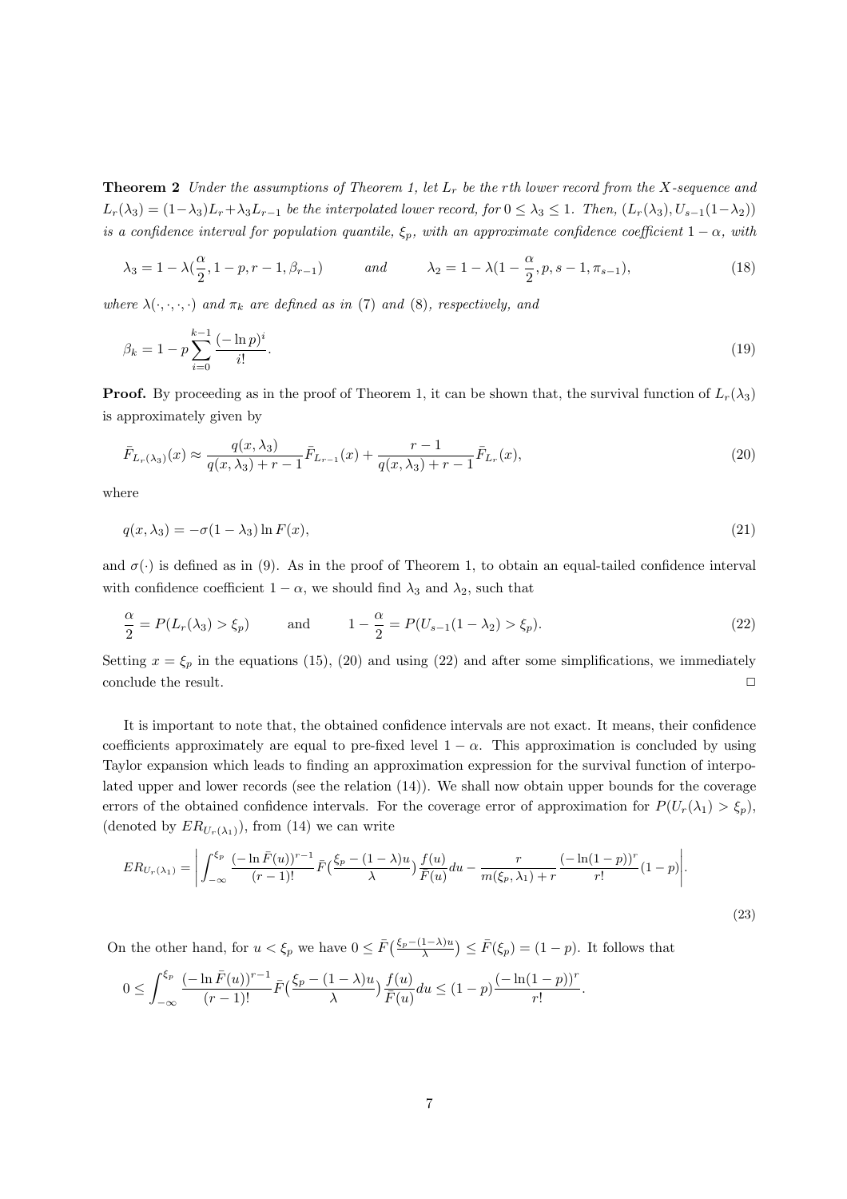**Theorem 2** *Under the assumptions of Theorem 1, let $L_r$ be the $r$th lower record from the $X$-sequence and $L_r(\lambda_3) = (1-\lambda_3)L_r + \lambda_3 L_{r-1}$ be the interpolated lower record, for $0 \le \lambda_3 \le 1$. Then, $(L_r(\lambda_3), U_{s-1}(1-\lambda_2))$ is a confidence interval for population quantile, $\xi_p$, with an approximate confidence coefficient $1-\alpha$, with*

$$\lambda_3 = 1 - \lambda(\frac{\alpha}{2}, 1-p, r-1, \beta_{r-1}) \qquad \text{and} \qquad \lambda_2 = 1 - \lambda(1-\frac{\alpha}{2}, p, s-1, \pi_{s-1}), \tag{18}$$

*where $\lambda(\cdot,\cdot,\cdot,\cdot)$ and $\pi_k$ are defined as in (7) and (8), respectively, and*

$$\beta_k = 1 - p\sum_{i=0}^{k-1} \frac{(-\ln p)^i}{i!}. \tag{19}$$

**Proof.** By proceeding as in the proof of Theorem 1, it can be shown that, the survival function of $L_r(\lambda_3)$ is approximately given by

$$\bar{F}_{L_r(\lambda_3)}(x) \approx \frac{q(x,\lambda_3)}{q(x,\lambda_3)+r-1}\bar{F}_{L_{r-1}}(x) + \frac{r-1}{q(x,\lambda_3)+r-1}\bar{F}_{L_r}(x), \tag{20}$$

where

$$q(x,\lambda_3) = -\sigma(1-\lambda_3)\ln F(x), \tag{21}$$

and $\sigma(\cdot)$ is defined as in (9). As in the proof of Theorem 1, to obtain an equal-tailed confidence interval with confidence coefficient $1-\alpha$, we should find $\lambda_3$ and $\lambda_2$, such that

$$\frac{\alpha}{2} = P(L_r(\lambda_3) > \xi_p) \qquad \text{and} \qquad 1-\frac{\alpha}{2} = P(U_{s-1}(1-\lambda_2) > \xi_p). \tag{22}$$

Setting $x = \xi_p$ in the equations (15), (20) and using (22) and after some simplifications, we immediately conclude the result. $\Box$

It is important to note that, the obtained confidence intervals are not exact. It means, their confidence coefficients approximately are equal to pre-fixed level $1-\alpha$. This approximation is concluded by using Taylor expansion which leads to finding an approximation expression for the survival function of interpolated upper and lower records (see the relation (14)). We shall now obtain upper bounds for the coverage errors of the obtained confidence intervals. For the coverage error of approximation for $P(U_r(\lambda_1) > \xi_p)$, (denoted by $ER_{U_r(\lambda_1)}$), from (14) we can write

$$ER_{U_r(\lambda_1)} = \left| \int_{-\infty}^{\xi_p} \frac{(-\ln \bar{F}(u))^{r-1}}{(r-1)!} \bar{F}\big(\frac{\xi_p - (1-\lambda)u}{\lambda}\big)\frac{f(u)}{\bar{F}(u)}du - \frac{r}{m(\xi_p,\lambda_1)+r}\frac{(-\ln(1-p))^r}{r!}(1-p) \right|. \tag{23}$$

On the other hand, for $u < \xi_p$ we have $0 \le \bar{F}\big(\frac{\xi_p-(1-\lambda)u}{\lambda}\big) \le \bar{F}(\xi_p) = (1-p)$. It follows that

$$0 \le \int_{-\infty}^{\xi_p} \frac{(-\ln \bar{F}(u))^{r-1}}{(r-1)!} \bar{F}\big(\frac{\xi_p-(1-\lambda)u}{\lambda}\big)\frac{f(u)}{\bar{F}(u)}du \le (1-p)\frac{(-\ln(1-p))^r}{r!}.$$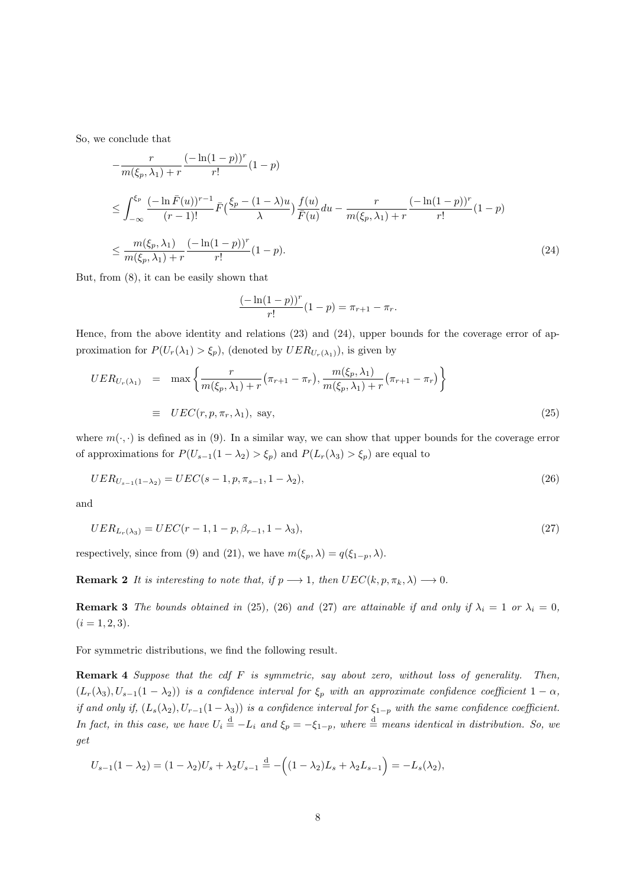So, we conclude that

$$
\begin{aligned}
&-\frac{r}{m(\xi_p,\lambda_1)+r}\frac{(-\ln(1-p))^r}{r!}(1-p) \\
&\le \int_{-\infty}^{\xi_p}\frac{(-\ln\bar{F}(u))^{r-1}}{(r-1)!}\bar{F}\big(\frac{\xi_p-(1-\lambda)u}{\lambda}\big)\frac{f(u)}{\bar{F}(u)}du-\frac{r}{m(\xi_p,\lambda_1)+r}\frac{(-\ln(1-p))^r}{r!}(1-p) \\
&\le \frac{m(\xi_p,\lambda_1)}{m(\xi_p,\lambda_1)+r}\frac{(-\ln(1-p))^r}{r!}(1-p). \qquad (24)
\end{aligned}
$$

But, from (8), it can be easily shown that

$$
\frac{(-\ln(1-p))^r}{r!}(1-p)=\pi_{r+1}-\pi_r.
$$

Hence, from the above identity and relations (23) and (24), upper bounds for the coverage error of approximation for $P(U_r(\lambda_1)>\xi_p)$, (denoted by $UER_{U_r(\lambda_1)}$), is given by

$$
\begin{aligned}
UER_{U_r(\lambda_1)} &= \max\left\{\frac{r}{m(\xi_p,\lambda_1)+r}\big(\pi_{r+1}-\pi_r\big),\frac{m(\xi_p,\lambda_1)}{m(\xi_p,\lambda_1)+r}\big(\pi_{r+1}-\pi_r\big)\right\} \\
&\equiv UEC(r,p,\pi_r,\lambda_1),\ \text{say}, \qquad (25)
\end{aligned}
$$

where $m(\cdot,\cdot)$ is defined as in (9). In a similar way, we can show that upper bounds for the coverage error of approximations for $P(U_{s-1}(1-\lambda_2)>\xi_p)$ and $P(L_r(\lambda_3)>\xi_p)$ are equal to

$$
UER_{U_{s-1}(1-\lambda_2)}=UEC(s-1,p,\pi_{s-1},1-\lambda_2), \qquad (26)
$$

and

$$
UER_{L_r(\lambda_3)}=UEC(r-1,1-p,\beta_{r-1},1-\lambda_3), \qquad (27)
$$

respectively, since from (9) and (21), we have $m(\xi_p,\lambda)=q(\xi_{1-p},\lambda)$.

**Remark 2** *It is interesting to note that, if $p\longrightarrow 1$, then $UEC(k,p,\pi_k,\lambda)\longrightarrow 0$.*

**Remark 3** *The bounds obtained in (25), (26) and (27) are attainable if and only if $\lambda_i=1$ or $\lambda_i=0$, $(i=1,2,3)$.*

For symmetric distributions, we find the following result.

**Remark 4** *Suppose that the cdf $F$ is symmetric, say about zero, without loss of generality. Then, $(L_r(\lambda_3),U_{s-1}(1-\lambda_2))$ is a confidence interval for $\xi_p$ with an approximate confidence coefficient $1-\alpha$, if and only if, $(L_s(\lambda_2),U_{r-1}(1-\lambda_3))$ is a confidence interval for $\xi_{1-p}$ with the same confidence coefficient. In fact, in this case, we have $U_i\overset{\mathrm{d}}{=}-L_i$ and $\xi_p=-\xi_{1-p}$, where $\overset{\mathrm{d}}{=}$ means identical in distribution. So, we get*

$$
U_{s-1}(1-\lambda_2)=(1-\lambda_2)U_s+\lambda_2U_{s-1}\overset{\mathrm{d}}{=}-\Big((1-\lambda_2)L_s+\lambda_2L_{s-1}\Big)=-L_s(\lambda_2),
$$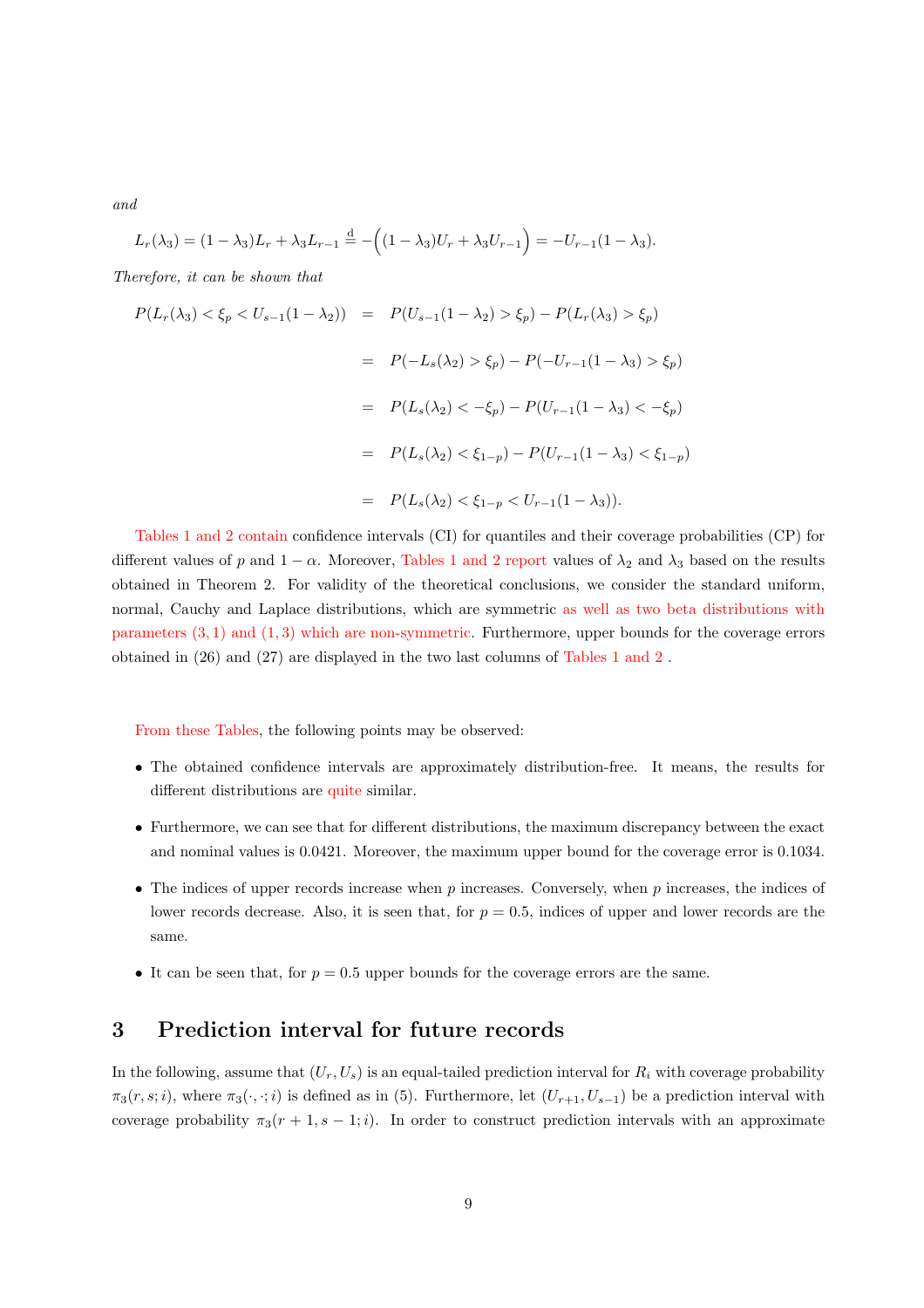*and*

$$L_r(\lambda_3) = (1-\lambda_3)L_r + \lambda_3 L_{r-1} \overset{\mathrm{d}}{=} -\Big((1-\lambda_3)U_r + \lambda_3 U_{r-1}\Big) = -U_{r-1}(1-\lambda_3).$$

*Therefore, it can be shown that*

$$\begin{aligned}
P(L_r(\lambda_3) < \xi_p < U_{s-1}(1-\lambda_2)) &= P(U_{s-1}(1-\lambda_2) > \xi_p) - P(L_r(\lambda_3) > \xi_p) \\
&= P(-L_s(\lambda_2) > \xi_p) - P(-U_{r-1}(1-\lambda_3) > \xi_p) \\
&= P(L_s(\lambda_2) < -\xi_p) - P(U_{r-1}(1-\lambda_3) < -\xi_p) \\
&= P(L_s(\lambda_2) < \xi_{1-p}) - P(U_{r-1}(1-\lambda_3) < \xi_{1-p}) \\
&= P(L_s(\lambda_2) < \xi_{1-p} < U_{r-1}(1-\lambda_3)).
\end{aligned}$$

Tables 1 and 2 contain confidence intervals (CI) for quantiles and their coverage probabilities (CP) for different values of $p$ and $1-\alpha$. Moreover, Tables 1 and 2 report values of $\lambda_2$ and $\lambda_3$ based on the results obtained in Theorem 2. For validity of the theoretical conclusions, we consider the standard uniform, normal, Cauchy and Laplace distributions, which are symmetric as well as two beta distributions with parameters $(3,1)$ and $(1,3)$ which are non-symmetric. Furthermore, upper bounds for the coverage errors obtained in (26) and (27) are displayed in the two last columns of Tables 1 and 2 .

From these Tables, the following points may be observed:

- The obtained confidence intervals are approximately distribution-free. It means, the results for different distributions are quite similar.
- Furthermore, we can see that for different distributions, the maximum discrepancy between the exact and nominal values is 0.0421. Moreover, the maximum upper bound for the coverage error is 0.1034.
- The indices of upper records increase when $p$ increases. Conversely, when $p$ increases, the indices of lower records decrease. Also, it is seen that, for $p = 0.5$, indices of upper and lower records are the same.
- It can be seen that, for $p = 0.5$ upper bounds for the coverage errors are the same.

## 3 Prediction interval for future records

In the following, assume that $(U_r, U_s)$ is an equal-tailed prediction interval for $R_i$ with coverage probability $\pi_3(r, s; i)$, where $\pi_3(\cdot, \cdot; i)$ is defined as in (5). Furthermore, let $(U_{r+1}, U_{s-1})$ be a prediction interval with coverage probability $\pi_3(r+1, s-1; i)$. In order to construct prediction intervals with an approximate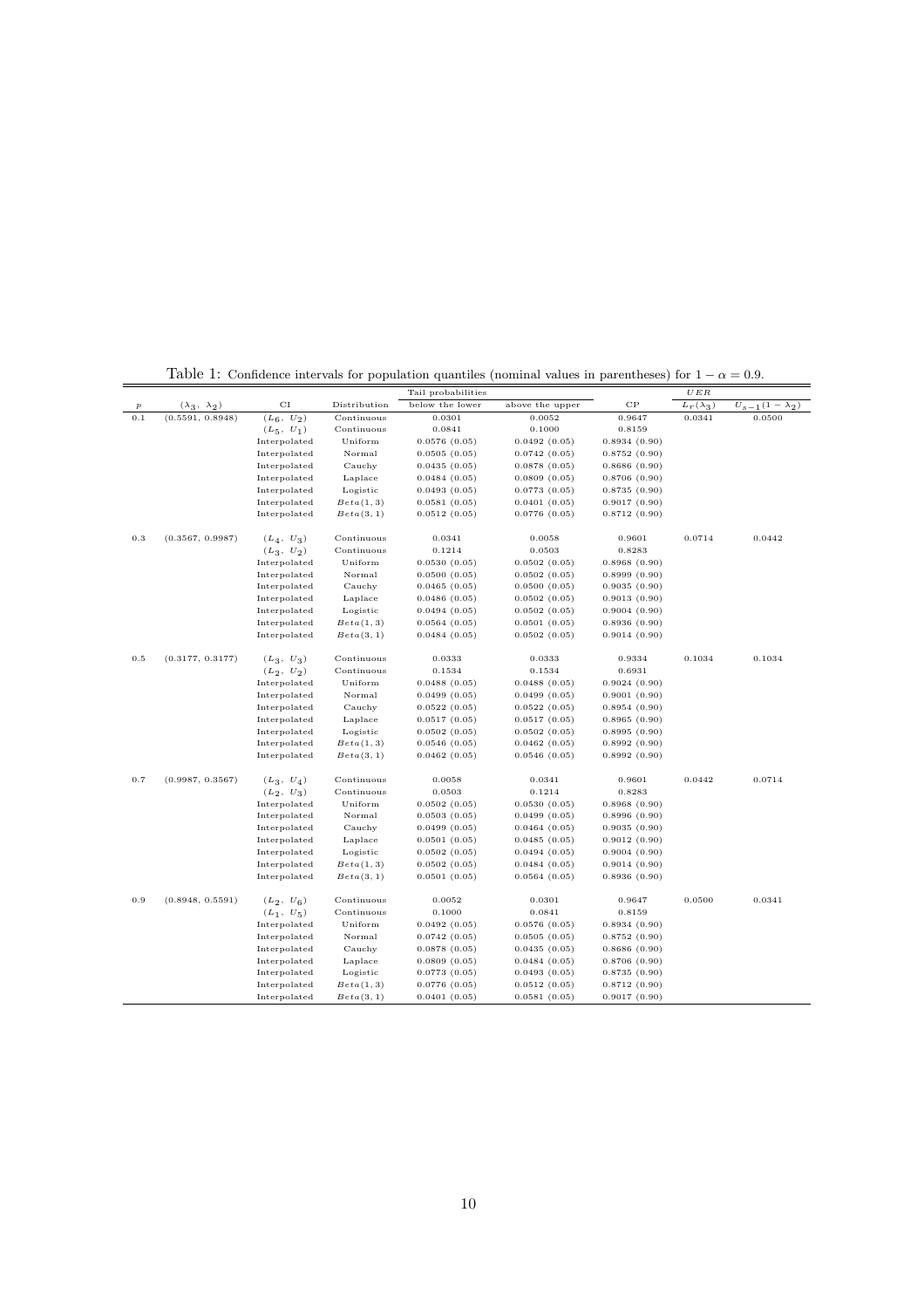Table 1: Confidence intervals for population quantiles (nominal values in parentheses) for $1-\alpha=0.9$.

| $p$ | $(\lambda_3,\ \lambda_2)$ | CI | Distribution | Tail probabilities |  | CP | $UER$ |  |
|---|---|---|---|---|---|---|---|---|
|  |  |  |  | below the lower | above the upper |  | $L_r(\lambda_3)$ | $U_{s-1}(1-\lambda_2)$ |
| 0.1 | (0.5591, 0.8948) | $(L_6,\ U_2)$ | Continuous | 0.0301 | 0.0052 | 0.9647 | 0.0341 | 0.0500 |
|  |  | $(L_5,\ U_1)$ | Continuous | 0.0841 | 0.1000 | 0.8159 |  |  |
|  |  | Interpolated | Uniform | 0.0576 (0.05) | 0.0492 (0.05) | 0.8934 (0.90) |  |  |
|  |  | Interpolated | Normal | 0.0505 (0.05) | 0.0742 (0.05) | 0.8752 (0.90) |  |  |
|  |  | Interpolated | Cauchy | 0.0435 (0.05) | 0.0878 (0.05) | 0.8686 (0.90) |  |  |
|  |  | Interpolated | Laplace | 0.0484 (0.05) | 0.0809 (0.05) | 0.8706 (0.90) |  |  |
|  |  | Interpolated | Logistic | 0.0493 (0.05) | 0.0773 (0.05) | 0.8735 (0.90) |  |  |
|  |  | Interpolated | $Beta(1,3)$ | 0.0581 (0.05) | 0.0401 (0.05) | 0.9017 (0.90) |  |  |
|  |  | Interpolated | $Beta(3,1)$ | 0.0512 (0.05) | 0.0776 (0.05) | 0.8712 (0.90) |  |  |
| 0.3 | (0.3567, 0.9987) | $(L_4,\ U_3)$ | Continuous | 0.0341 | 0.0058 | 0.9601 | 0.0714 | 0.0442 |
|  |  | $(L_3,\ U_2)$ | Continuous | 0.1214 | 0.0503 | 0.8283 |  |  |
|  |  | Interpolated | Uniform | 0.0530 (0.05) | 0.0502 (0.05) | 0.8968 (0.90) |  |  |
|  |  | Interpolated | Normal | 0.0500 (0.05) | 0.0502 (0.05) | 0.8999 (0.90) |  |  |
|  |  | Interpolated | Cauchy | 0.0465 (0.05) | 0.0500 (0.05) | 0.9035 (0.90) |  |  |
|  |  | Interpolated | Laplace | 0.0486 (0.05) | 0.0502 (0.05) | 0.9013 (0.90) |  |  |
|  |  | Interpolated | Logistic | 0.0494 (0.05) | 0.0502 (0.05) | 0.9004 (0.90) |  |  |
|  |  | Interpolated | $Beta(1,3)$ | 0.0564 (0.05) | 0.0501 (0.05) | 0.8936 (0.90) |  |  |
|  |  | Interpolated | $Beta(3,1)$ | 0.0484 (0.05) | 0.0502 (0.05) | 0.9014 (0.90) |  |  |
| 0.5 | (0.3177, 0.3177) | $(L_3,\ U_3)$ | Continuous | 0.0333 | 0.0333 | 0.9334 | 0.1034 | 0.1034 |
|  |  | $(L_2,\ U_2)$ | Continuous | 0.1534 | 0.1534 | 0.6931 |  |  |
|  |  | Interpolated | Uniform | 0.0488 (0.05) | 0.0488 (0.05) | 0.9024 (0.90) |  |  |
|  |  | Interpolated | Normal | 0.0499 (0.05) | 0.0499 (0.05) | 0.9001 (0.90) |  |  |
|  |  | Interpolated | Cauchy | 0.0522 (0.05) | 0.0522 (0.05) | 0.8954 (0.90) |  |  |
|  |  | Interpolated | Laplace | 0.0517 (0.05) | 0.0517 (0.05) | 0.8965 (0.90) |  |  |
|  |  | Interpolated | Logistic | 0.0502 (0.05) | 0.0502 (0.05) | 0.8995 (0.90) |  |  |
|  |  | Interpolated | $Beta(1,3)$ | 0.0546 (0.05) | 0.0462 (0.05) | 0.8992 (0.90) |  |  |
|  |  | Interpolated | $Beta(3,1)$ | 0.0462 (0.05) | 0.0546 (0.05) | 0.8992 (0.90) |  |  |
| 0.7 | (0.9987, 0.3567) | $(L_3,\ U_4)$ | Continuous | 0.0058 | 0.0341 | 0.9601 | 0.0442 | 0.0714 |
|  |  | $(L_2,\ U_3)$ | Continuous | 0.0503 | 0.1214 | 0.8283 |  |  |
|  |  | Interpolated | Uniform | 0.0502 (0.05) | 0.0530 (0.05) | 0.8968 (0.90) |  |  |
|  |  | Interpolated | Normal | 0.0503 (0.05) | 0.0499 (0.05) | 0.8996 (0.90) |  |  |
|  |  | Interpolated | Cauchy | 0.0499 (0.05) | 0.0464 (0.05) | 0.9035 (0.90) |  |  |
|  |  | Interpolated | Laplace | 0.0501 (0.05) | 0.0485 (0.05) | 0.9012 (0.90) |  |  |
|  |  | Interpolated | Logistic | 0.0502 (0.05) | 0.0494 (0.05) | 0.9004 (0.90) |  |  |
|  |  | Interpolated | $Beta(1,3)$ | 0.0502 (0.05) | 0.0484 (0.05) | 0.9014 (0.90) |  |  |
|  |  | Interpolated | $Beta(3,1)$ | 0.0501 (0.05) | 0.0564 (0.05) | 0.8936 (0.90) |  |  |
| 0.9 | (0.8948, 0.5591) | $(L_2,\ U_6)$ | Continuous | 0.0052 | 0.0301 | 0.9647 | 0.0500 | 0.0341 |
|  |  | $(L_1,\ U_5)$ | Continuous | 0.1000 | 0.0841 | 0.8159 |  |  |
|  |  | Interpolated | Uniform | 0.0492 (0.05) | 0.0576 (0.05) | 0.8934 (0.90) |  |  |
|  |  | Interpolated | Normal | 0.0742 (0.05) | 0.0505 (0.05) | 0.8752 (0.90) |  |  |
|  |  | Interpolated | Cauchy | 0.0878 (0.05) | 0.0435 (0.05) | 0.8686 (0.90) |  |  |
|  |  | Interpolated | Laplace | 0.0809 (0.05) | 0.0484 (0.05) | 0.8706 (0.90) |  |  |
|  |  | Interpolated | Logistic | 0.0773 (0.05) | 0.0493 (0.05) | 0.8735 (0.90) |  |  |
|  |  | Interpolated | $Beta(1,3)$ | 0.0776 (0.05) | 0.0512 (0.05) | 0.8712 (0.90) |  |  |
|  |  | Interpolated | $Beta(3,1)$ | 0.0401 (0.05) | 0.0581 (0.05) | 0.9017 (0.90) |  |  |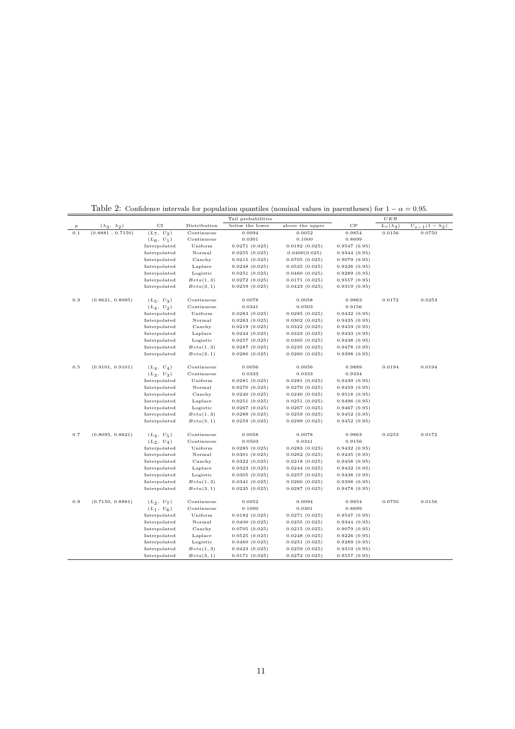Table 2: Confidence intervals for population quantiles (nominal values in parentheses) for $1-\alpha = 0.95$.

| $p$ | $(\lambda_3,\ \lambda_2)$ | CI | Distribution | Tail probabilities below the lower | Tail probabilities above the upper | CP | $UER$ $L_r(\lambda_3)$ | $UER$ $U_{s-1}(1-\lambda_2)$ |
|---|---|---|---|---|---|---|---|---|
| 0.1 | (0.8881 , 0.7150) | $(L_7,\ U_2)$ | Continuous | 0.0094 | 0.0052 | 0.9854 | 0.0156 | 0.0750 |
| | | $(L_6,\ U_1)$ | Continuous | 0.0301 | 0.1000 | 0.8699 | | |
| | | Interpolated | Uniform | 0.0271 (0.025) | 0.0182 (0.025) | 0.9547 (0.95) | | |
| | | Interpolated | Normal | 0.0255 (0.025) | 0.0400(0.025) | 0.9344 (0.95) | | |
| | | Interpolated | Cauchy | 0.0215 (0.025) | 0.0705 (0.025) | 0.9079 (0.95) | | |
| | | Interpolated | Laplace | 0.0248 (0.025) | 0.0525 (0.025) | 0.9226 (0.95) | | |
| | | Interpolated | Logistic | 0.0251 (0.025) | 0.0460 (0.025) | 0.9289 (0.95) | | |
| | | Interpolated | $Beta(1,3)$ | 0.0272 (0.025) | 0.0171 (0.025) | 0.9557 (0.95) | | |
| | | Interpolated | $Beta(3,1)$ | 0.0259 (0.025) | 0.0423 (0.025) | 0.9319 (0.95) | | |
| 0.3 | (0.8621, 0.8095) | $(L_5,\ U_3)$ | Continuous | 0.0078 | 0.0058 | 0.9863 | 0.0172 | 0.0253 |
| | | $(L_4,\ U_2)$ | Continuous | 0.0341 | 0.0503 | 0.9156 | | |
| | | Interpolated | Uniform | 0.0283 (0.025) | 0.0285 (0.025) | 0.9432 (0.95) | | |
| | | Interpolated | Normal | 0.0263 (0.025) | 0.0302 (0.025) | 0.9435 (0.95) | | |
| | | Interpolated | Cauchy | 0.0219 (0.025) | 0.0322 (0.025) | 0.9459 (0.95) | | |
| | | Interpolated | Laplace | 0.0244 (0.025) | 0.0323 (0.025) | 0.9433 (0.95) | | |
| | | Interpolated | Logistic | 0.0257 (0.025) | 0.0305 (0.025) | 0.9438 (0.95) | | |
| | | Interpolated | $Beta(1,3)$ | 0.0287 (0.025) | 0.0235 (0.025) | 0.9478 (0.95) | | |
| | | Interpolated | $Beta(3,1)$ | 0.0260 (0.025) | 0.0260 (0.025) | 0.9398 (0.95) | | |
| 0.5 | (0.9101, 0.9101) | $(L_4,\ U_4)$ | Continuous | 0.0056 | 0.0056 | 0.9889 | 0.0194 | 0.0194 |
| | | $(L_3,\ U_3)$ | Continuous | 0.0333 | 0.0333 | 0.9334 | | |
| | | Interpolated | Uniform | 0.0281 (0.025) | 0.0281 (0.025) | 0.9439 (0.95) | | |
| | | Interpolated | Normal | 0.0270 (0.025) | 0.0270 (0.025) | 0.9459 (0.95) | | |
| | | Interpolated | Cauchy | 0.0240 (0.025) | 0.0240 (0.025) | 0.9518 (0.95) | | |
| | | Interpolated | Laplace | 0.0251 (0.025) | 0.0251 (0.025) | 0.9496 (0.95) | | |
| | | Interpolated | Logistic | 0.0267 (0.025) | 0.0267 (0.025) | 0.9467 (0.95) | | |
| | | Interpolated | $Beta(1,3)$ | 0.0289 (0.025) | 0.0259 (0.025) | 0.9452 (0.95) | | |
| | | Interpolated | $Beta(3,1)$ | 0.0259 (0.025) | 0.0289 (0.025) | 0.9452 (0.95) | | |
| 0.7 | (0.8095, 0.8621) | $(L_3,\ U_5)$ | Continuous | 0.0058 | 0.0078 | 0.9863 | 0.0253 | 0.0172 |
| | | $(L_2,\ U_4)$ | Continuous | 0.0503 | 0.0341 | 0.9156 | | |
| | | Interpolated | Uniform | 0.0285 (0.025) | 0.0283 (0.025) | 0.9432 (0.95) | | |
| | | Interpolated | Normal | 0.0301 (0.025) | 0.0262 (0.025) | 0.9435 (0.95) | | |
| | | Interpolated | Cauchy | 0.0322 (0.025) | 0.0218 (0.025) | 0.9458 (0.95) | | |
| | | Interpolated | Laplace | 0.0323 (0.025) | 0.0244 (0.025) | 0.9432 (0.95) | | |
| | | Interpolated | Logistic | 0.0305 (0.025) | 0.0257 (0.025) | 0.9438 (0.95) | | |
| | | Interpolated | $Beta(1,3)$ | 0.0341 (0.025) | 0.0260 (0.025) | 0.9398 (0.95) | | |
| | | Interpolated | $Beta(3,1)$ | 0.0235 (0.025) | 0.0287 (0.025) | 0.9478 (0.95) | | |
| 0.9 | (0.7150, 0.8881) | $(L_2,\ U_7)$ | Continuous | 0.0052 | 0.0094 | 0.9854 | 0.0750 | 0.0156 |
| | | $(L_1,\ U_6)$ | Continuous | 0.1000 | 0.0301 | 0.8699 | | |
| | | Interpolated | Uniform | 0.0182 (0.025) | 0.0271 (0.025) | 0.9547 (0.95) | | |
| | | Interpolated | Normal | 0.0400 (0.025) | 0.0255 (0.025) | 0.9344 (0.95) | | |
| | | Interpolated | Cauchy | 0.0705 (0.025) | 0.0215 (0.025) | 0.9079 (0.95) | | |
| | | Interpolated | Laplace | 0.0525 (0.025) | 0.0248 (0.025) | 0.9226 (0.95) | | |
| | | Interpolated | Logistic | 0.0460 (0.025) | 0.0251 (0.025) | 0.9289 (0.95) | | |
| | | Interpolated | $Beta(1,3)$ | 0.0423 (0.025) | 0.0259 (0.025) | 0.9319 (0.95) | | |
| | | Interpolated | $Beta(3,1)$ | 0.0171 (0.025) | 0.0272 (0.025) | 0.9557 (0.95) | | |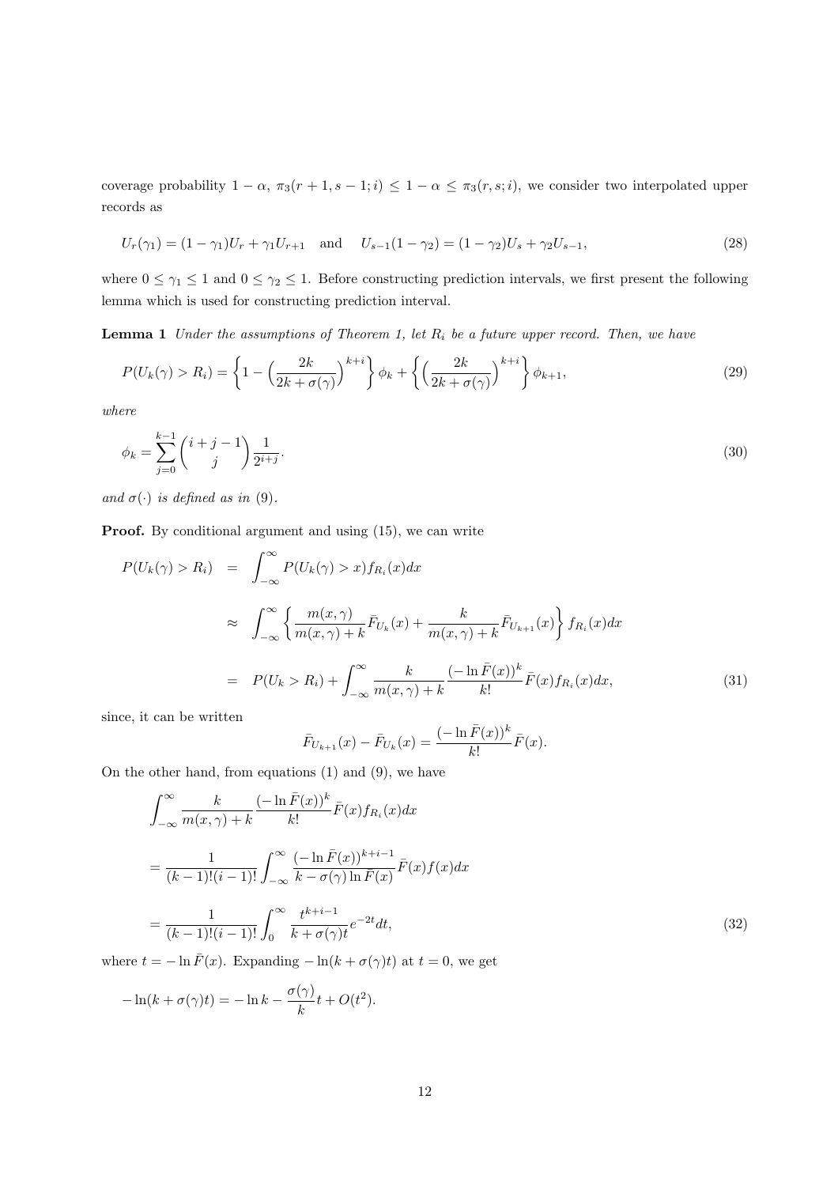coverage probability $1-\alpha$, $\pi_3(r+1,s-1;i) \le 1-\alpha \le \pi_3(r,s;i)$, we consider two interpolated upper records as

$$U_r(\gamma_1) = (1-\gamma_1)U_r + \gamma_1 U_{r+1} \quad \text{and} \quad U_{s-1}(1-\gamma_2) = (1-\gamma_2)U_s + \gamma_2 U_{s-1}, \tag{28}$$

where $0 \le \gamma_1 \le 1$ and $0 \le \gamma_2 \le 1$. Before constructing prediction intervals, we first present the following lemma which is used for constructing prediction interval.

**Lemma 1** *Under the assumptions of Theorem 1, let $R_i$ be a future upper record. Then, we have*

$$P(U_k(\gamma) > R_i) = \left\{1 - \Big(\frac{2k}{2k+\sigma(\gamma)}\Big)^{k+i}\right\}\phi_k + \left\{\Big(\frac{2k}{2k+\sigma(\gamma)}\Big)^{k+i}\right\}\phi_{k+1}, \tag{29}$$

*where*

$$\phi_k = \sum_{j=0}^{k-1}\binom{i+j-1}{j}\frac{1}{2^{i+j}}. \tag{30}$$

*and $\sigma(\cdot)$ is defined as in (9).*

**Proof.** By conditional argument and using (15), we can write

$$\begin{aligned}
P(U_k(\gamma) > R_i) &= \int_{-\infty}^{\infty} P(U_k(\gamma) > x) f_{R_i}(x)dx \\
&\approx \int_{-\infty}^{\infty}\left\{\frac{m(x,\gamma)}{m(x,\gamma)+k}\bar{F}_{U_k}(x) + \frac{k}{m(x,\gamma)+k}\bar{F}_{U_{k+1}}(x)\right\} f_{R_i}(x)dx \\
&= P(U_k > R_i) + \int_{-\infty}^{\infty}\frac{k}{m(x,\gamma)+k}\frac{(-\ln\bar{F}(x))^k}{k!}\bar{F}(x)f_{R_i}(x)dx,
\end{aligned} \tag{31}$$

since, it can be written

$$\bar{F}_{U_{k+1}}(x) - \bar{F}_{U_k}(x) = \frac{(-\ln\bar{F}(x))^k}{k!}\bar{F}(x).$$

On the other hand, from equations (1) and (9), we have

$$\begin{aligned}
&\int_{-\infty}^{\infty}\frac{k}{m(x,\gamma)+k}\frac{(-\ln\bar{F}(x))^k}{k!}\bar{F}(x)f_{R_i}(x)dx \\
&= \frac{1}{(k-1)!(i-1)!}\int_{-\infty}^{\infty}\frac{(-\ln\bar{F}(x))^{k+i-1}}{k-\sigma(\gamma)\ln\bar{F}(x)}\bar{F}(x)f(x)dx \\
&= \frac{1}{(k-1)!(i-1)!}\int_{0}^{\infty}\frac{t^{k+i-1}}{k+\sigma(\gamma)t}e^{-2t}dt,
\end{aligned} \tag{32}$$

where $t = -\ln\bar{F}(x)$. Expanding $-\ln(k+\sigma(\gamma)t)$ at $t=0$, we get

$$-\ln(k+\sigma(\gamma)t) = -\ln k - \frac{\sigma(\gamma)}{k}t + O(t^2).$$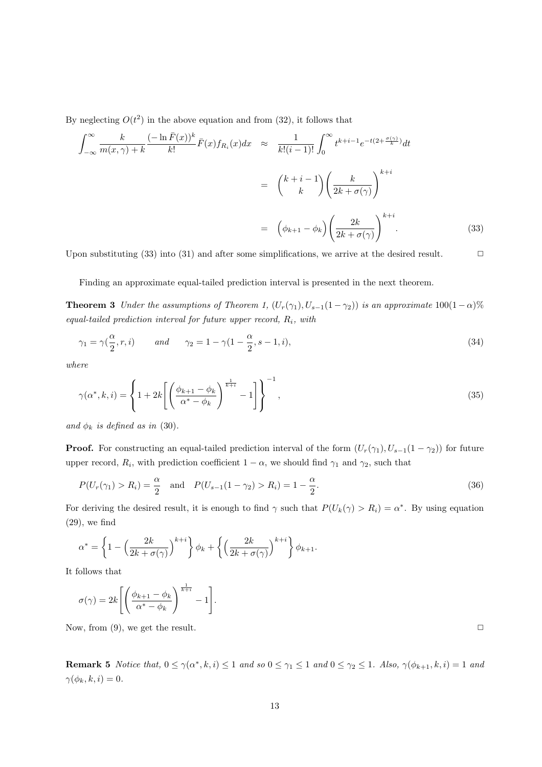By neglecting $O(t^2)$ in the above equation and from (32), it follows that

$$
\begin{aligned}
\int_{-\infty}^{\infty} \frac{k}{m(x,\gamma)+k} \frac{(-\ln \bar{F}(x))^k}{k!} \bar{F}(x) f_{R_i}(x) dx &\approx \frac{1}{k!(i-1)!} \int_0^{\infty} t^{k+i-1} e^{-t(2+\frac{\sigma(\gamma)}{k})} dt \\
&= \binom{k+i-1}{k} \left( \frac{k}{2k+\sigma(\gamma)} \right)^{k+i} \\
&= \Big( \phi_{k+1} - \phi_k \Big) \left( \frac{2k}{2k+\sigma(\gamma)} \right)^{k+i}. \qquad (33)
\end{aligned}
$$

Upon substituting (33) into (31) and after some simplifications, we arrive at the desired result. $\square$

Finding an approximate equal-tailed prediction interval is presented in the next theorem.

**Theorem 3** *Under the assumptions of Theorem 1, $(U_r(\gamma_1), U_{s-1}(1-\gamma_2))$ is an approximate $100(1-\alpha)\%$ equal-tailed prediction interval for future upper record, $R_i$, with*

$$
\gamma_1 = \gamma(\frac{\alpha}{2}, r, i) \qquad \text{and} \qquad \gamma_2 = 1 - \gamma(1-\frac{\alpha}{2}, s-1, i), \tag{34}
$$

*where*

$$
\gamma(\alpha^*, k, i) = \left\{ 1 + 2k \left[ \left( \frac{\phi_{k+1} - \phi_k}{\alpha^* - \phi_k} \right)^{\frac{1}{k+i}} - 1 \right] \right\}^{-1}, \tag{35}
$$

*and $\phi_k$ is defined as in (30).*

**Proof.** For constructing an equal-tailed prediction interval of the form $(U_r(\gamma_1), U_{s-1}(1-\gamma_2))$ for future upper record, $R_i$, with prediction coefficient $1-\alpha$, we should find $\gamma_1$ and $\gamma_2$, such that

$$
P(U_r(\gamma_1) > R_i) = \frac{\alpha}{2} \quad \text{and} \quad P(U_{s-1}(1-\gamma_2) > R_i) = 1 - \frac{\alpha}{2}. \tag{36}
$$

For deriving the desired result, it is enough to find $\gamma$ such that $P(U_k(\gamma) > R_i) = \alpha^*$. By using equation (29), we find

$$
\alpha^* = \left\{ 1 - \Big( \frac{2k}{2k+\sigma(\gamma)} \Big)^{k+i} \right\} \phi_k + \left\{ \Big( \frac{2k}{2k+\sigma(\gamma)} \Big)^{k+i} \right\} \phi_{k+1}.
$$

It follows that

$$
\sigma(\gamma) = 2k \left[ \left( \frac{\phi_{k+1} - \phi_k}{\alpha^* - \phi_k} \right)^{\frac{1}{k+i}} - 1 \right].
$$

Now, from (9), we get the result. $\square$

**Remark 5** *Notice that, $0 \le \gamma(\alpha^*, k, i) \le 1$ and so $0 \le \gamma_1 \le 1$ and $0 \le \gamma_2 \le 1$. Also, $\gamma(\phi_{k+1}, k, i) = 1$ and $\gamma(\phi_k, k, i) = 0$.*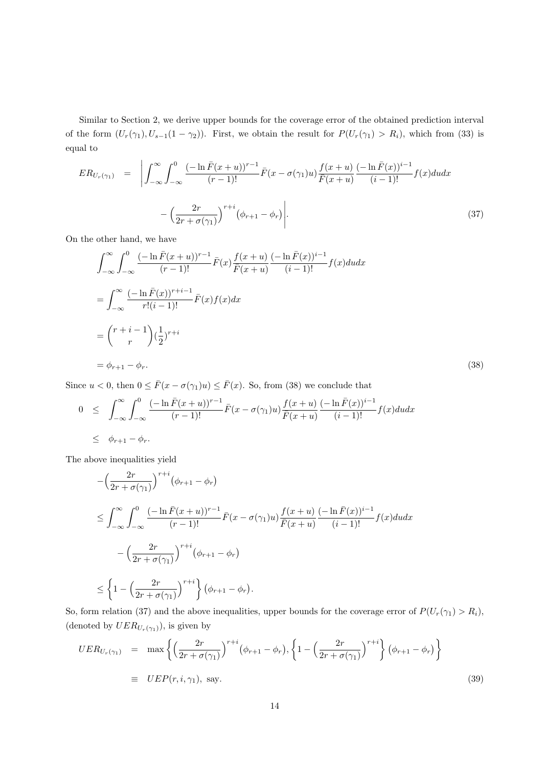Similar to Section 2, we derive upper bounds for the coverage error of the obtained prediction interval of the form $(U_r(\gamma_1), U_{s-1}(1-\gamma_2))$. First, we obtain the result for $P(U_r(\gamma_1) > R_i)$, which from (33) is equal to

$$
\begin{aligned}
ER_{U_r(\gamma_1)} &= \Bigg| \int_{-\infty}^{\infty}\int_{-\infty}^{0} \frac{(-\ln \bar{F}(x+u))^{r-1}}{(r-1)!} \bar{F}(x-\sigma(\gamma_1)u) \frac{f(x+u)}{\bar{F}(x+u)} \frac{(-\ln \bar{F}(x))^{i-1}}{(i-1)!} f(x) du dx \\
&\quad - \Big(\frac{2r}{2r+\sigma(\gamma_1)}\Big)^{r+i} \big(\phi_{r+1} - \phi_r\big) \Bigg|. \qquad (37)
\end{aligned}
$$

On the other hand, we have

$$
\begin{aligned}
&\int_{-\infty}^{\infty}\int_{-\infty}^{0} \frac{(-\ln \bar{F}(x+u))^{r-1}}{(r-1)!} \bar{F}(x) \frac{f(x+u)}{\bar{F}(x+u)} \frac{(-\ln \bar{F}(x))^{i-1}}{(i-1)!} f(x) du dx \\
&= \int_{-\infty}^{\infty} \frac{(-\ln \bar{F}(x))^{r+i-1}}{r!(i-1)!} \bar{F}(x) f(x) dx \\
&= \binom{r+i-1}{r} (\frac{1}{2})^{r+i} \\
&= \phi_{r+1} - \phi_r. \qquad (38)
\end{aligned}
$$

Since $u < 0$, then $0 \le \bar{F}(x - \sigma(\gamma_1)u) \le \bar{F}(x)$. So, from (38) we conclude that

$$
\begin{aligned}
0 \quad &\le \quad \int_{-\infty}^{\infty}\int_{-\infty}^{0} \frac{(-\ln \bar{F}(x+u))^{r-1}}{(r-1)!} \bar{F}(x-\sigma(\gamma_1)u) \frac{f(x+u)}{\bar{F}(x+u)} \frac{(-\ln \bar{F}(x))^{i-1}}{(i-1)!} f(x) du dx \\
&\le \quad \phi_{r+1} - \phi_r.
\end{aligned}
$$

The above inequalities yield

$$
\begin{aligned}
&-\Big(\frac{2r}{2r+\sigma(\gamma_1)}\Big)^{r+i} \big(\phi_{r+1} - \phi_r\big) \\
&\le \int_{-\infty}^{\infty}\int_{-\infty}^{0} \frac{(-\ln \bar{F}(x+u))^{r-1}}{(r-1)!} \bar{F}(x-\sigma(\gamma_1)u) \frac{f(x+u)}{\bar{F}(x+u)} \frac{(-\ln \bar{F}(x))^{i-1}}{(i-1)!} f(x) du dx \\
&\quad - \Big(\frac{2r}{2r+\sigma(\gamma_1)}\Big)^{r+i} \big(\phi_{r+1} - \phi_r\big) \\
&\le \left\{1 - \Big(\frac{2r}{2r+\sigma(\gamma_1)}\Big)^{r+i}\right\} \big(\phi_{r+1} - \phi_r\big).
\end{aligned}
$$

So, form relation (37) and the above inequalities, upper bounds for the coverage error of $P(U_r(\gamma_1) > R_i)$, (denoted by $UER_{U_r(\gamma_1)}$), is given by

$$
\begin{aligned}
UER_{U_r(\gamma_1)} &= \max\left\{ \Big(\frac{2r}{2r+\sigma(\gamma_1)}\Big)^{r+i} \big(\phi_{r+1} - \phi_r\big), \left\{1 - \Big(\frac{2r}{2r+\sigma(\gamma_1)}\Big)^{r+i}\right\} \big(\phi_{r+1} - \phi_r\big) \right\} \\
&\equiv UEP(r, i, \gamma_1), \text{ say.} \qquad (39)
\end{aligned}
$$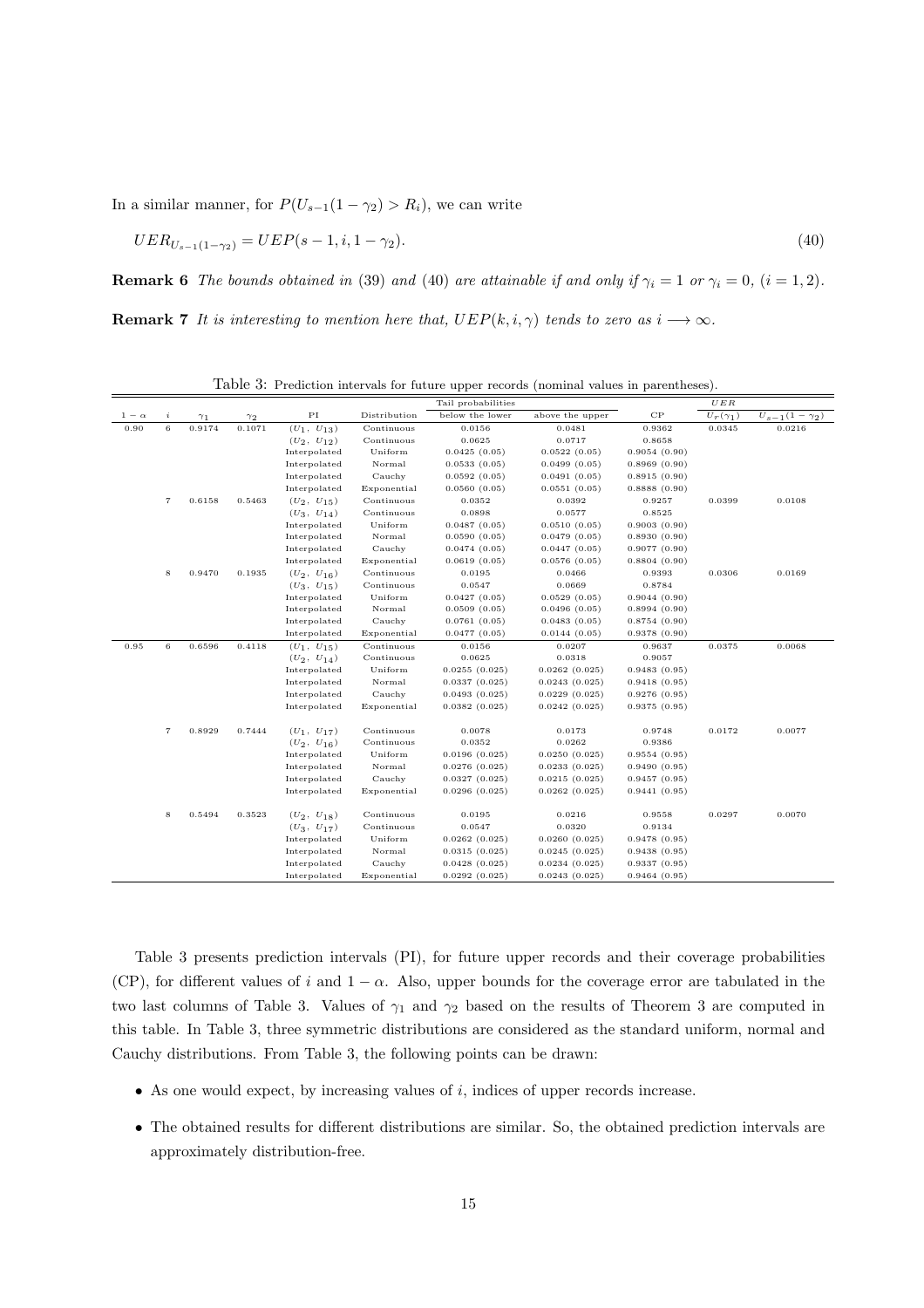In a similar manner, for $P(U_{s-1}(1-\gamma_2) > R_i)$, we can write

$$UER_{U_{s-1}(1-\gamma_2)} = UEP(s-1, i, 1-\gamma_2). \tag{40}$$

**Remark 6** *The bounds obtained in* (39) *and* (40) *are attainable if and only if* $\gamma_i = 1$ *or* $\gamma_i = 0$, $(i = 1, 2)$.

**Remark 7** *It is interesting to mention here that,* $UEP(k, i, \gamma)$ *tends to zero as* $i \longrightarrow \infty$.

Table 3: Prediction intervals for future upper records (nominal values in parentheses).

| | | | | | | Tail probabilities | | | $UER$ | |
|---|---|---|---|---|---|---|---|---|---|---|
| $1-\alpha$ | $i$ | $\gamma_1$ | $\gamma_2$ | PI | Distribution | below the lower | above the upper | CP | $U_r(\gamma_1)$ | $U_{s-1}(1-\gamma_2)$ |
| 0.90 | 6 | 0.9174 | 0.1071 | $(U_1, U_{13})$ | Continuous | 0.0156 | 0.0481 | 0.9362 | 0.0345 | 0.0216 |
| | | | | $(U_2, U_{12})$ | Continuous | 0.0625 | 0.0717 | 0.8658 | | |
| | | | | Interpolated | Uniform | 0.0425 (0.05) | 0.0522 (0.05) | 0.9054 (0.90) | | |
| | | | | Interpolated | Normal | 0.0533 (0.05) | 0.0499 (0.05) | 0.8969 (0.90) | | |
| | | | | Interpolated | Cauchy | 0.0592 (0.05) | 0.0491 (0.05) | 0.8915 (0.90) | | |
| | | | | Interpolated | Exponential | 0.0560 (0.05) | 0.0551 (0.05) | 0.8888 (0.90) | | |
| | 7 | 0.6158 | 0.5463 | $(U_2, U_{15})$ | Continuous | 0.0352 | 0.0392 | 0.9257 | 0.0399 | 0.0108 |
| | | | | $(U_3, U_{14})$ | Continuous | 0.0898 | 0.0577 | 0.8525 | | |
| | | | | Interpolated | Uniform | 0.0487 (0.05) | 0.0510 (0.05) | 0.9003 (0.90) | | |
| | | | | Interpolated | Normal | 0.0590 (0.05) | 0.0479 (0.05) | 0.8930 (0.90) | | |
| | | | | Interpolated | Cauchy | 0.0474 (0.05) | 0.0447 (0.05) | 0.9077 (0.90) | | |
| | | | | Interpolated | Exponential | 0.0619 (0.05) | 0.0576 (0.05) | 0.8804 (0.90) | | |
| | 8 | 0.9470 | 0.1935 | $(U_2, U_{16})$ | Continuous | 0.0195 | 0.0466 | 0.9393 | 0.0306 | 0.0169 |
| | | | | $(U_3, U_{15})$ | Continuous | 0.0547 | 0.0669 | 0.8784 | | |
| | | | | Interpolated | Uniform | 0.0427 (0.05) | 0.0529 (0.05) | 0.9044 (0.90) | | |
| | | | | Interpolated | Normal | 0.0509 (0.05) | 0.0496 (0.05) | 0.8994 (0.90) | | |
| | | | | Interpolated | Cauchy | 0.0761 (0.05) | 0.0483 (0.05) | 0.8754 (0.90) | | |
| | | | | Interpolated | Exponential | 0.0477 (0.05) | 0.0144 (0.05) | 0.9378 (0.90) | | |
| 0.95 | 6 | 0.6596 | 0.4118 | $(U_1, U_{15})$ | Continuous | 0.0156 | 0.0207 | 0.9637 | 0.0375 | 0.0068 |
| | | | | $(U_2, U_{14})$ | Continuous | 0.0625 | 0.0318 | 0.9057 | | |
| | | | | Interpolated | Uniform | 0.0255 (0.025) | 0.0262 (0.025) | 0.9483 (0.95) | | |
| | | | | Interpolated | Normal | 0.0337 (0.025) | 0.0243 (0.025) | 0.9418 (0.95) | | |
| | | | | Interpolated | Cauchy | 0.0493 (0.025) | 0.0229 (0.025) | 0.9276 (0.95) | | |
| | | | | Interpolated | Exponential | 0.0382 (0.025) | 0.0242 (0.025) | 0.9375 (0.95) | | |
| | 7 | 0.8929 | 0.7444 | $(U_1, U_{17})$ | Continuous | 0.0078 | 0.0173 | 0.9748 | 0.0172 | 0.0077 |
| | | | | $(U_2, U_{16})$ | Continuous | 0.0352 | 0.0262 | 0.9386 | | |
| | | | | Interpolated | Uniform | 0.0196 (0.025) | 0.0250 (0.025) | 0.9554 (0.95) | | |
| | | | | Interpolated | Normal | 0.0276 (0.025) | 0.0233 (0.025) | 0.9490 (0.95) | | |
| | | | | Interpolated | Cauchy | 0.0327 (0.025) | 0.0215 (0.025) | 0.9457 (0.95) | | |
| | | | | Interpolated | Exponential | 0.0296 (0.025) | 0.0262 (0.025) | 0.9441 (0.95) | | |
| | 8 | 0.5494 | 0.3523 | $(U_2, U_{18})$ | Continuous | 0.0195 | 0.0216 | 0.9558 | 0.0297 | 0.0070 |
| | | | | $(U_3, U_{17})$ | Continuous | 0.0547 | 0.0320 | 0.9134 | | |
| | | | | Interpolated | Uniform | 0.0262 (0.025) | 0.0260 (0.025) | 0.9478 (0.95) | | |
| | | | | Interpolated | Normal | 0.0315 (0.025) | 0.0245 (0.025) | 0.9438 (0.95) | | |
| | | | | Interpolated | Cauchy | 0.0428 (0.025) | 0.0234 (0.025) | 0.9337 (0.95) | | |
| | | | | Interpolated | Exponential | 0.0292 (0.025) | 0.0243 (0.025) | 0.9464 (0.95) | | |

Table 3 presents prediction intervals (PI), for future upper records and their coverage probabilities (CP), for different values of $i$ and $1-\alpha$. Also, upper bounds for the coverage error are tabulated in the two last columns of Table 3. Values of $\gamma_1$ and $\gamma_2$ based on the results of Theorem 3 are computed in this table. In Table 3, three symmetric distributions are considered as the standard uniform, normal and Cauchy distributions. From Table 3, the following points can be drawn:

- As one would expect, by increasing values of $i$, indices of upper records increase.
- The obtained results for different distributions are similar. So, the obtained prediction intervals are approximately distribution-free.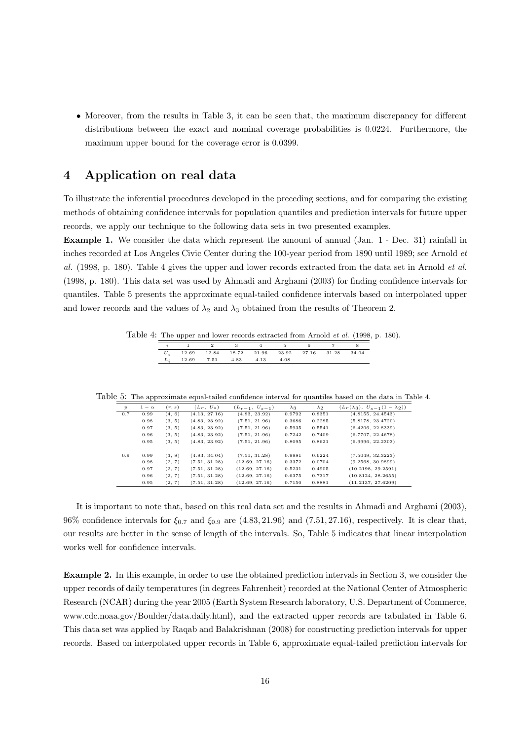- Moreover, from the results in Table 3, it can be seen that, the maximum discrepancy for different distributions between the exact and nominal coverage probabilities is 0.0224. Furthermore, the maximum upper bound for the coverage error is 0.0399.

# 4 Application on real data

To illustrate the inferential procedures developed in the preceding sections, and for comparing the existing methods of obtaining confidence intervals for population quantiles and prediction intervals for future upper records, we apply our technique to the following data sets in two presented examples.

**Example 1.** We consider the data which represent the amount of annual (Jan. 1 - Dec. 31) rainfall in inches recorded at Los Angeles Civic Center during the 100-year period from 1890 until 1989; see Arnold *et al.* (1998, p. 180). Table 4 gives the upper and lower records extracted from the data set in Arnold *et al.* (1998, p. 180). This data set was used by Ahmadi and Arghami (2003) for finding confidence intervals for quantiles. Table 5 presents the approximate equal-tailed confidence intervals based on interpolated upper and lower records and the values of $\lambda_2$ and $\lambda_3$ obtained from the results of Theorem 2.

Table 4: The upper and lower records extracted from Arnold *et al.* (1998, p. 180).

| $i$ | 1 | 2 | 3 | 4 | 5 | 6 | 7 | 8 |
|---|---|---|---|---|---|---|---|---|
| $U_i$ | 12.69 | 12.84 | 18.72 | 21.96 | 23.92 | 27.16 | 31.28 | 34.04 |
| $L_i$ | 12.69 | 7.51 | 4.83 | 4.13 | 4.08 | | | |

Table 5: The approximate equal-tailed confidence interval for quantiles based on the data in Table 4.

| $p$ | $1-\alpha$ | $(r, s)$ | $(L_r,\ U_s)$ | $(L_{r-1},\ U_{s-1})$ | $\lambda_3$ | $\lambda_2$ | $(L_r(\lambda_3),\ U_{s-1}(1-\lambda_2))$ |
|---|---|---|---|---|---|---|---|
| 0.7 | 0.99 | (4, 6) | (4.13, 27.16) | (4.83, 23.92) | 0.9792 | 0.8351 | (4.8155, 24.4543) |
| | 0.98 | (3, 5) | (4.83, 23.92) | (7.51, 21.96) | 0.3686 | 0.2285 | (5.8178, 23.4720) |
| | 0.97 | (3, 5) | (4.83, 23.92) | (7.51, 21.96) | 0.5935 | 0.5541 | (6.4206, 22.8339) |
| | 0.96 | (3, 5) | (4.83, 23.92) | (7.51, 21.96) | 0.7242 | 0.7409 | (6.7707, 22.4678) |
| | 0.95 | (3, 5) | (4.83, 23.92) | (7.51, 21.96) | 0.8095 | 0.8621 | (6.9996, 22.2303) |
| 0.9 | 0.99 | (3, 8) | (4.83, 34.04) | (7.51, 31.28) | 0.9981 | 0.6224 | (7.5049, 32.3223) |
| | 0.98 | (2, 7) | (7.51, 31.28) | (12.69, 27.16) | 0.3372 | 0.0704 | (9.2568, 30.9899) |
| | 0.97 | (2, 7) | (7.51, 31.28) | (12.69, 27.16) | 0.5231 | 0.4905 | (10.2198, 29.2591) |
| | 0.96 | (2, 7) | (7.51, 31.28) | (12.69, 27.16) | 0.6375 | 0.7317 | (10.8124, 28.2655) |
| | 0.95 | (2, 7) | (7.51, 31.28) | (12.69, 27.16) | 0.7150 | 0.8881 | (11.2137, 27.6209) |

It is important to note that, based on this real data set and the results in Ahmadi and Arghami (2003), 96% confidence intervals for $\xi_{0.7}$ and $\xi_{0.9}$ are $(4.83, 21.96)$ and $(7.51, 27.16)$, respectively. It is clear that, our results are better in the sense of length of the intervals. So, Table 5 indicates that linear interpolation works well for confidence intervals.

**Example 2.** In this example, in order to use the obtained prediction intervals in Section 3, we consider the upper records of daily temperatures (in degrees Fahrenheit) recorded at the National Center of Atmospheric Research (NCAR) during the year 2005 (Earth System Research laboratory, U.S. Department of Commerce, www.cdc.noaa.gov/Boulder/data.daily.html), and the extracted upper records are tabulated in Table 6. This data set was applied by Raqab and Balakrishnan (2008) for constructing prediction intervals for upper records. Based on interpolated upper records in Table 6, approximate equal-tailed prediction intervals for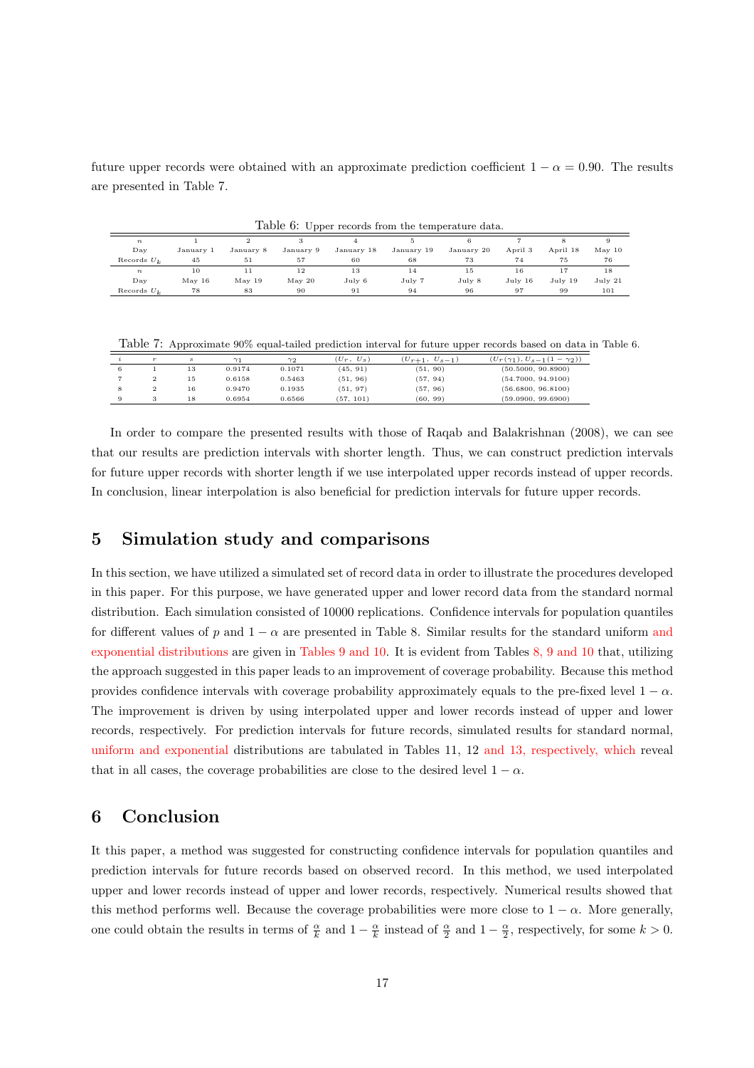future upper records were obtained with an approximate prediction coefficient $1-\alpha = 0.90$. The results are presented in Table 7.

Table 6: Upper records from the temperature data.

| $n$ | 1 | 2 | 3 | 4 | 5 | 6 | 7 | 8 | 9 |
|---|---|---|---|---|---|---|---|---|---|
| Day | January 1 | January 8 | January 9 | January 18 | January 19 | January 20 | April 3 | April 18 | May 10 |
| Records $U_k$ | 45 | 51 | 57 | 60 | 68 | 73 | 74 | 75 | 76 |
| $n$ | 10 | 11 | 12 | 13 | 14 | 15 | 16 | 17 | 18 |
| Day | May 16 | May 19 | May 20 | July 6 | July 7 | July 8 | July 16 | July 19 | July 21 |
| Records $U_k$ | 78 | 83 | 90 | 91 | 94 | 96 | 97 | 99 | 101 |

Table 7: Approximate 90% equal-tailed prediction interval for future upper records based on data in Table 6.

| $i$ | $r$ | $s$ | $\gamma_1$ | $\gamma_2$ | $(U_r,\ U_s)$ | $(U_{r+1},\ U_{s-1})$ | $(U_r(\gamma_1), U_{s-1}(1-\gamma_2))$ |
|---|---|---|---|---|---|---|---|
| 6 | 1 | 13 | 0.9174 | 0.1071 | (45, 91) | (51, 90) | (50.5000, 90.8900) |
| 7 | 2 | 15 | 0.6158 | 0.5463 | (51, 96) | (57, 94) | (54.7000, 94.9100) |
| 8 | 2 | 16 | 0.9470 | 0.1935 | (51, 97) | (57, 96) | (56.6800, 96.8100) |
| 9 | 3 | 18 | 0.6954 | 0.6566 | (57, 101) | (60, 99) | (59.0900, 99.6900) |

In order to compare the presented results with those of Raqab and Balakrishnan (2008), we can see that our results are prediction intervals with shorter length. Thus, we can construct prediction intervals for future upper records with shorter length if we use interpolated upper records instead of upper records. In conclusion, linear interpolation is also beneficial for prediction intervals for future upper records.

## 5 Simulation study and comparisons

In this section, we have utilized a simulated set of record data in order to illustrate the procedures developed in this paper. For this purpose, we have generated upper and lower record data from the standard normal distribution. Each simulation consisted of 10000 replications. Confidence intervals for population quantiles for different values of $p$ and $1-\alpha$ are presented in Table 8. Similar results for the standard uniform and exponential distributions are given in Tables 9 and 10. It is evident from Tables 8, 9 and 10 that, utilizing the approach suggested in this paper leads to an improvement of coverage probability. Because this method provides confidence intervals with coverage probability approximately equals to the pre-fixed level $1-\alpha$. The improvement is driven by using interpolated upper and lower records instead of upper and lower records, respectively. For prediction intervals for future records, simulated results for standard normal, uniform and exponential distributions are tabulated in Tables 11, 12 and 13, respectively, which reveal that in all cases, the coverage probabilities are close to the desired level $1-\alpha$.

## 6 Conclusion

It this paper, a method was suggested for constructing confidence intervals for population quantiles and prediction intervals for future records based on observed record. In this method, we used interpolated upper and lower records instead of upper and lower records, respectively. Numerical results showed that this method performs well. Because the coverage probabilities were more close to $1-\alpha$. More generally, one could obtain the results in terms of $\frac{\alpha}{k}$ and $1-\frac{\alpha}{k}$ instead of $\frac{\alpha}{2}$ and $1-\frac{\alpha}{2}$, respectively, for some $k > 0$.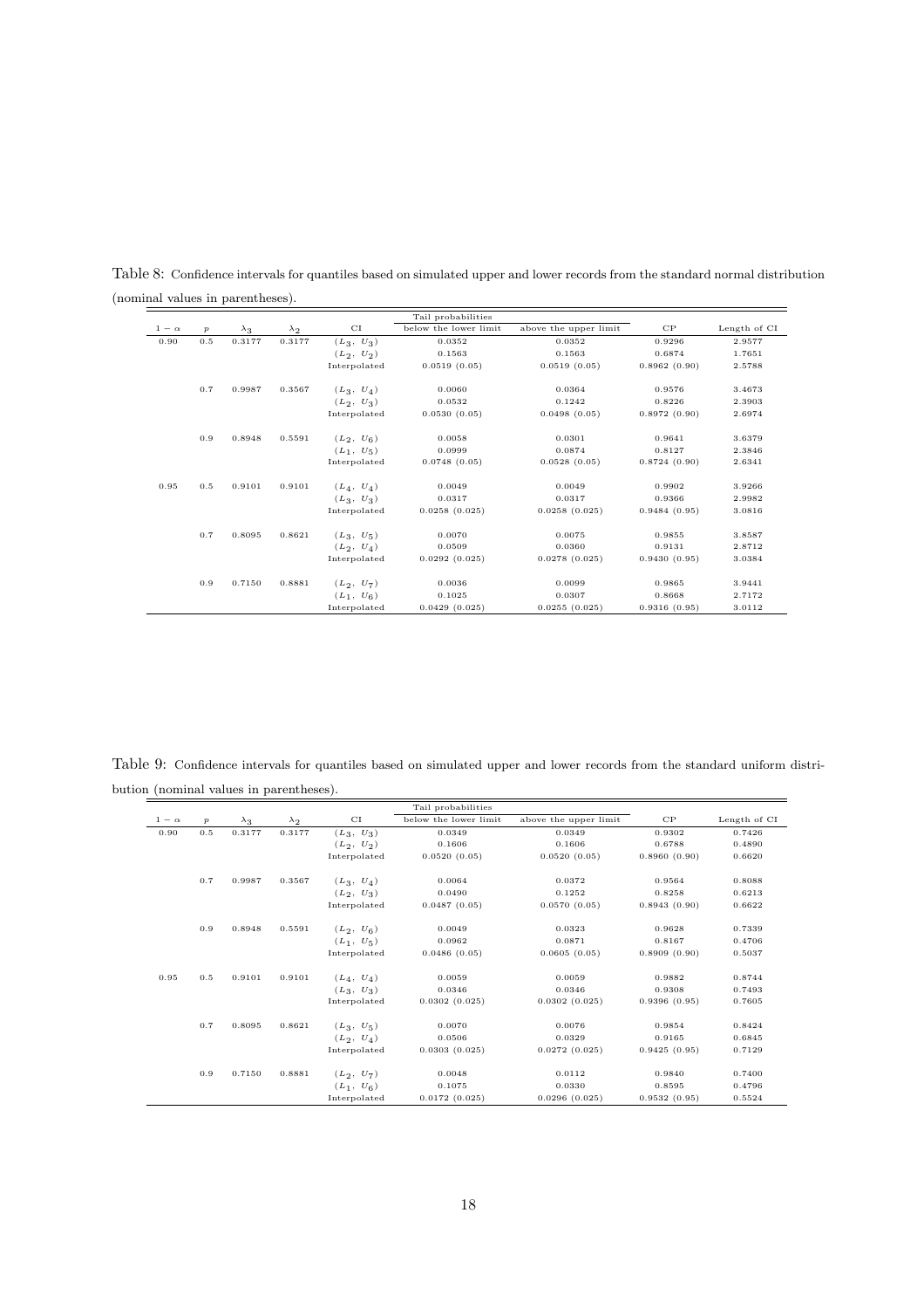Table 8: Confidence intervals for quantiles based on simulated upper and lower records from the standard normal distribution (nominal values in parentheses).

| $1-\alpha$ | $p$ | $\lambda_3$ | $\lambda_2$ | CI | Tail probabilities below the lower limit | Tail probabilities above the upper limit | CP | Length of CI |
|---|---|---|---|---|---|---|---|---|
| 0.90 | 0.5 | 0.3177 | 0.3177 | $(L_3, U_3)$ | 0.0352 | 0.0352 | 0.9296 | 2.9577 |
| | | | | $(L_2, U_2)$ | 0.1563 | 0.1563 | 0.6874 | 1.7651 |
| | | | | Interpolated | 0.0519 (0.05) | 0.0519 (0.05) | 0.8962 (0.90) | 2.5788 |
| | 0.7 | 0.9987 | 0.3567 | $(L_3, U_4)$ | 0.0060 | 0.0364 | 0.9576 | 3.4673 |
| | | | | $(L_2, U_3)$ | 0.0532 | 0.1242 | 0.8226 | 2.3903 |
| | | | | Interpolated | 0.0530 (0.05) | 0.0498 (0.05) | 0.8972 (0.90) | 2.6974 |
| | 0.9 | 0.8948 | 0.5591 | $(L_2, U_6)$ | 0.0058 | 0.0301 | 0.9641 | 3.6379 |
| | | | | $(L_1, U_5)$ | 0.0999 | 0.0874 | 0.8127 | 2.3846 |
| | | | | Interpolated | 0.0748 (0.05) | 0.0528 (0.05) | 0.8724 (0.90) | 2.6341 |
| 0.95 | 0.5 | 0.9101 | 0.9101 | $(L_4, U_4)$ | 0.0049 | 0.0049 | 0.9902 | 3.9266 |
| | | | | $(L_3, U_3)$ | 0.0317 | 0.0317 | 0.9366 | 2.9982 |
| | | | | Interpolated | 0.0258 (0.025) | 0.0258 (0.025) | 0.9484 (0.95) | 3.0816 |
| | 0.7 | 0.8095 | 0.8621 | $(L_3, U_5)$ | 0.0070 | 0.0075 | 0.9855 | 3.8587 |
| | | | | $(L_2, U_4)$ | 0.0509 | 0.0360 | 0.9131 | 2.8712 |
| | | | | Interpolated | 0.0292 (0.025) | 0.0278 (0.025) | 0.9430 (0.95) | 3.0384 |
| | 0.9 | 0.7150 | 0.8881 | $(L_2, U_7)$ | 0.0036 | 0.0099 | 0.9865 | 3.9441 |
| | | | | $(L_1, U_6)$ | 0.1025 | 0.0307 | 0.8668 | 2.7172 |
| | | | | Interpolated | 0.0429 (0.025) | 0.0255 (0.025) | 0.9316 (0.95) | 3.0112 |

Table 9: Confidence intervals for quantiles based on simulated upper and lower records from the standard uniform distribution (nominal values in parentheses).

| $1-\alpha$ | $p$ | $\lambda_3$ | $\lambda_2$ | CI | Tail probabilities below the lower limit | Tail probabilities above the upper limit | CP | Length of CI |
|---|---|---|---|---|---|---|---|---|
| 0.90 | 0.5 | 0.3177 | 0.3177 | $(L_3, U_3)$ | 0.0349 | 0.0349 | 0.9302 | 0.7426 |
| | | | | $(L_2, U_2)$ | 0.1606 | 0.1606 | 0.6788 | 0.4890 |
| | | | | Interpolated | 0.0520 (0.05) | 0.0520 (0.05) | 0.8960 (0.90) | 0.6620 |
| | 0.7 | 0.9987 | 0.3567 | $(L_3, U_4)$ | 0.0064 | 0.0372 | 0.9564 | 0.8088 |
| | | | | $(L_2, U_3)$ | 0.0490 | 0.1252 | 0.8258 | 0.6213 |
| | | | | Interpolated | 0.0487 (0.05) | 0.0570 (0.05) | 0.8943 (0.90) | 0.6622 |
| | 0.9 | 0.8948 | 0.5591 | $(L_2, U_6)$ | 0.0049 | 0.0323 | 0.9628 | 0.7339 |
| | | | | $(L_1, U_5)$ | 0.0962 | 0.0871 | 0.8167 | 0.4706 |
| | | | | Interpolated | 0.0486 (0.05) | 0.0605 (0.05) | 0.8909 (0.90) | 0.5037 |
| 0.95 | 0.5 | 0.9101 | 0.9101 | $(L_4, U_4)$ | 0.0059 | 0.0059 | 0.9882 | 0.8744 |
| | | | | $(L_3, U_3)$ | 0.0346 | 0.0346 | 0.9308 | 0.7493 |
| | | | | Interpolated | 0.0302 (0.025) | 0.0302 (0.025) | 0.9396 (0.95) | 0.7605 |
| | 0.7 | 0.8095 | 0.8621 | $(L_3, U_5)$ | 0.0070 | 0.0076 | 0.9854 | 0.8424 |
| | | | | $(L_2, U_4)$ | 0.0506 | 0.0329 | 0.9165 | 0.6845 |
| | | | | Interpolated | 0.0303 (0.025) | 0.0272 (0.025) | 0.9425 (0.95) | 0.7129 |
| | 0.9 | 0.7150 | 0.8881 | $(L_2, U_7)$ | 0.0048 | 0.0112 | 0.9840 | 0.7400 |
| | | | | $(L_1, U_6)$ | 0.1075 | 0.0330 | 0.8595 | 0.4796 |
| | | | | Interpolated | 0.0172 (0.025) | 0.0296 (0.025) | 0.9532 (0.95) | 0.5524 |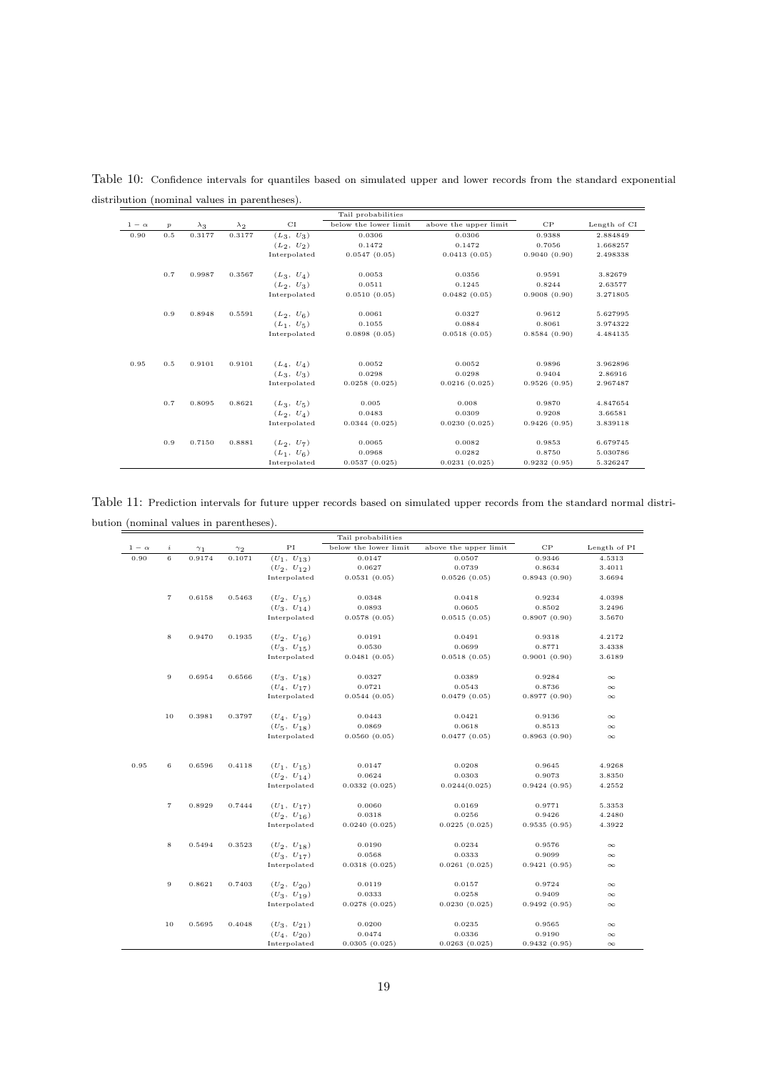Table 10: Confidence intervals for quantiles based on simulated upper and lower records from the standard exponential distribution (nominal values in parentheses).

| $1-\alpha$ | $p$ | $\lambda_3$ | $\lambda_2$ | CI | Tail probabilities below the lower limit | above the upper limit | CP | Length of CI |
|---|---|---|---|---|---|---|---|---|
| 0.90 | 0.5 | 0.3177 | 0.3177 | $(L_3,\ U_3)$ | 0.0306 | 0.0306 | 0.9388 | 2.884849 |
| | | | | $(L_2,\ U_2)$ | 0.1472 | 0.1472 | 0.7056 | 1.668257 |
| | | | | Interpolated | 0.0547 (0.05) | 0.0413 (0.05) | 0.9040 (0.90) | 2.498338 |
| | 0.7 | 0.9987 | 0.3567 | $(L_3,\ U_4)$ | 0.0053 | 0.0356 | 0.9591 | 3.82679 |
| | | | | $(L_2,\ U_3)$ | 0.0511 | 0.1245 | 0.8244 | 2.63577 |
| | | | | Interpolated | 0.0510 (0.05) | 0.0482 (0.05) | 0.9008 (0.90) | 3.271805 |
| | 0.9 | 0.8948 | 0.5591 | $(L_2,\ U_6)$ | 0.0061 | 0.0327 | 0.9612 | 5.627995 |
| | | | | $(L_1,\ U_5)$ | 0.1055 | 0.0884 | 0.8061 | 3.974322 |
| | | | | Interpolated | 0.0898 (0.05) | 0.0518 (0.05) | 0.8584 (0.90) | 4.484135 |
| 0.95 | 0.5 | 0.9101 | 0.9101 | $(L_4,\ U_4)$ | 0.0052 | 0.0052 | 0.9896 | 3.962896 |
| | | | | $(L_3,\ U_3)$ | 0.0298 | 0.0298 | 0.9404 | 2.86916 |
| | | | | Interpolated | 0.0258 (0.025) | 0.0216 (0.025) | 0.9526 (0.95) | 2.967487 |
| | 0.7 | 0.8095 | 0.8621 | $(L_3,\ U_5)$ | 0.005 | 0.008 | 0.9870 | 4.847654 |
| | | | | $(L_2,\ U_4)$ | 0.0483 | 0.0309 | 0.9208 | 3.66581 |
| | | | | Interpolated | 0.0344 (0.025) | 0.0230 (0.025) | 0.9426 (0.95) | 3.839118 |
| | 0.9 | 0.7150 | 0.8881 | $(L_2,\ U_7)$ | 0.0065 | 0.0082 | 0.9853 | 6.679745 |
| | | | | $(L_1,\ U_6)$ | 0.0968 | 0.0282 | 0.8750 | 5.030786 |
| | | | | Interpolated | 0.0537 (0.025) | 0.0231 (0.025) | 0.9232 (0.95) | 5.326247 |

Table 11: Prediction intervals for future upper records based on simulated upper records from the standard normal distribution (nominal values in parentheses).

| $1-\alpha$ | $i$ | $\gamma_1$ | $\gamma_2$ | PI | Tail probabilities below the lower limit | above the upper limit | CP | Length of PI |
|---|---|---|---|---|---|---|---|---|
| 0.90 | 6 | 0.9174 | 0.1071 | $(U_1,\ U_{13})$ | 0.0147 | 0.0507 | 0.9346 | 4.5313 |
| | | | | $(U_2,\ U_{12})$ | 0.0627 | 0.0739 | 0.8634 | 3.4011 |
| | | | | Interpolated | 0.0531 (0.05) | 0.0526 (0.05) | 0.8943 (0.90) | 3.6694 |
| | 7 | 0.6158 | 0.5463 | $(U_2,\ U_{15})$ | 0.0348 | 0.0418 | 0.9234 | 4.0398 |
| | | | | $(U_3,\ U_{14})$ | 0.0893 | 0.0605 | 0.8502 | 3.2496 |
| | | | | Interpolated | 0.0578 (0.05) | 0.0515 (0.05) | 0.8907 (0.90) | 3.5670 |
| | 8 | 0.9470 | 0.1935 | $(U_2,\ U_{16})$ | 0.0191 | 0.0491 | 0.9318 | 4.2172 |
| | | | | $(U_3,\ U_{15})$ | 0.0530 | 0.0699 | 0.8771 | 3.4338 |
| | | | | Interpolated | 0.0481 (0.05) | 0.0518 (0.05) | 0.9001 (0.90) | 3.6189 |
| | 9 | 0.6954 | 0.6566 | $(U_3,\ U_{18})$ | 0.0327 | 0.0389 | 0.9284 | $\infty$ |
| | | | | $(U_4,\ U_{17})$ | 0.0721 | 0.0543 | 0.8736 | $\infty$ |
| | | | | Interpolated | 0.0544 (0.05) | 0.0479 (0.05) | 0.8977 (0.90) | $\infty$ |
| | 10 | 0.3981 | 0.3797 | $(U_4,\ U_{19})$ | 0.0443 | 0.0421 | 0.9136 | $\infty$ |
| | | | | $(U_5,\ U_{18})$ | 0.0869 | 0.0618 | 0.8513 | $\infty$ |
| | | | | Interpolated | 0.0560 (0.05) | 0.0477 (0.05) | 0.8963 (0.90) | $\infty$ |
| 0.95 | 6 | 0.6596 | 0.4118 | $(U_1,\ U_{15})$ | 0.0147 | 0.0208 | 0.9645 | 4.9268 |
| | | | | $(U_2,\ U_{14})$ | 0.0624 | 0.0303 | 0.9073 | 3.8350 |
| | | | | Interpolated | 0.0332 (0.025) | 0.0244(0.025) | 0.9424 (0.95) | 4.2552 |
| | 7 | 0.8929 | 0.7444 | $(U_1,\ U_{17})$ | 0.0060 | 0.0169 | 0.9771 | 5.3353 |
| | | | | $(U_2,\ U_{16})$ | 0.0318 | 0.0256 | 0.9426 | 4.2480 |
| | | | | Interpolated | 0.0240 (0.025) | 0.0225 (0.025) | 0.9535 (0.95) | 4.3922 |
| | 8 | 0.5494 | 0.3523 | $(U_2,\ U_{18})$ | 0.0190 | 0.0234 | 0.9576 | $\infty$ |
| | | | | $(U_3,\ U_{17})$ | 0.0568 | 0.0333 | 0.9099 | $\infty$ |
| | | | | Interpolated | 0.0318 (0.025) | 0.0261 (0.025) | 0.9421 (0.95) | $\infty$ |
| | 9 | 0.8621 | 0.7403 | $(U_2,\ U_{20})$ | 0.0119 | 0.0157 | 0.9724 | $\infty$ |
| | | | | $(U_3,\ U_{19})$ | 0.0333 | 0.0258 | 0.9409 | $\infty$ |
| | | | | Interpolated | 0.0278 (0.025) | 0.0230 (0.025) | 0.9492 (0.95) | $\infty$ |
| | 10 | 0.5695 | 0.4048 | $(U_3,\ U_{21})$ | 0.0200 | 0.0235 | 0.9565 | $\infty$ |
| | | | | $(U_4,\ U_{20})$ | 0.0474 | 0.0336 | 0.9190 | $\infty$ |
| | | | | Interpolated | 0.0305 (0.025) | 0.0263 (0.025) | 0.9432 (0.95) | $\infty$ |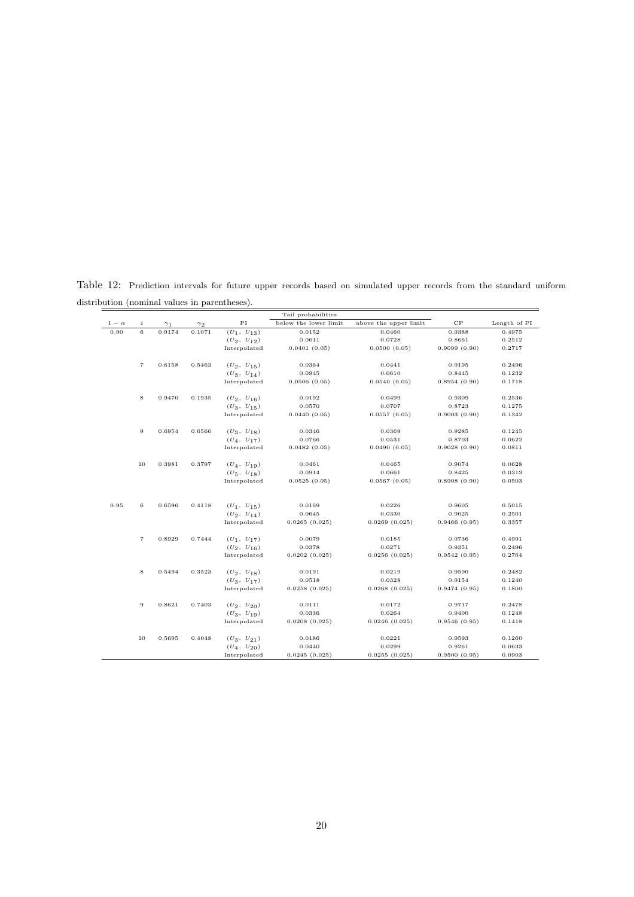Table 12: Prediction intervals for future upper records based on simulated upper records from the standard uniform distribution (nominal values in parentheses).

| $1-\alpha$ | $i$ | $\gamma_1$ | $\gamma_2$ | PI | Tail probabilities below the lower limit | above the upper limit | CP | Length of PI |
|---|---|---|---|---|---|---|---|---|
| 0.90 | 6 | 0.9174 | 0.1071 | $(U_1, U_{13})$ | 0.0152 | 0.0460 | 0.9388 | 0.4975 |
| | | | | $(U_2, U_{12})$ | 0.0611 | 0.0728 | 0.8661 | 0.2512 |
| | | | | Interpolated | 0.0401 (0.05) | 0.0500 (0.05) | 0.9099 (0.90) | 0.2717 |
| | 7 | 0.6158 | 0.5463 | $(U_2, U_{15})$ | 0.0364 | 0.0441 | 0.9195 | 0.2496 |
| | | | | $(U_3, U_{14})$ | 0.0945 | 0.0610 | 0.8445 | 0.1232 |
| | | | | Interpolated | 0.0506 (0.05) | 0.0540 (0.05) | 0.8954 (0.90) | 0.1718 |
| | 8 | 0.9470 | 0.1935 | $(U_2, U_{16})$ | 0.0192 | 0.0499 | 0.9309 | 0.2536 |
| | | | | $(U_3, U_{15})$ | 0.0570 | 0.0707 | 0.8723 | 0.1275 |
| | | | | Interpolated | 0.0440 (0.05) | 0.0557 (0.05) | 0.9003 (0.90) | 0.1342 |
| | 9 | 0.6954 | 0.6566 | $(U_3, U_{18})$ | 0.0346 | 0.0369 | 0.9285 | 0.1245 |
| | | | | $(U_4, U_{17})$ | 0.0766 | 0.0531 | 0.8703 | 0.0622 |
| | | | | Interpolated | 0.0482 (0.05) | 0.0490 (0.05) | 0.9028 (0.90) | 0.0811 |
| | 10 | 0.3981 | 0.3797 | $(U_4, U_{19})$ | 0.0461 | 0.0465 | 0.9074 | 0.0628 |
| | | | | $(U_5, U_{18})$ | 0.0914 | 0.0661 | 0.8425 | 0.0313 |
| | | | | Interpolated | 0.0525 (0.05) | 0.0567 (0.05) | 0.8908 (0.90) | 0.0503 |
| 0.95 | 6 | 0.6596 | 0.4118 | $(U_1, U_{15})$ | 0.0169 | 0.0226 | 0.9605 | 0.5015 |
| | | | | $(U_2, U_{14})$ | 0.0645 | 0.0330 | 0.9025 | 0.2501 |
| | | | | Interpolated | 0.0265 (0.025) | 0.0269 (0.025) | 0.9466 (0.95) | 0.3357 |
| | 7 | 0.8929 | 0.7444 | $(U_1, U_{17})$ | 0.0079 | 0.0185 | 0.9736 | 0.4991 |
| | | | | $(U_2, U_{16})$ | 0.0378 | 0.0271 | 0.9351 | 0.2496 |
| | | | | Interpolated | 0.0202 (0.025) | 0.0256 (0.025) | 0.9542 (0.95) | 0.2764 |
| | 8 | 0.5494 | 0.3523 | $(U_2, U_{18})$ | 0.0191 | 0.0219 | 0.9590 | 0.2482 |
| | | | | $(U_3, U_{17})$ | 0.0518 | 0.0328 | 0.9154 | 0.1240 |
| | | | | Interpolated | 0.0258 (0.025) | 0.0268 (0.025) | 0.9474 (0.95) | 0.1800 |
| | 9 | 0.8621 | 0.7403 | $(U_2, U_{20})$ | 0.0111 | 0.0172 | 0.9717 | 0.2478 |
| | | | | $(U_3, U_{19})$ | 0.0336 | 0.0264 | 0.9400 | 0.1248 |
| | | | | Interpolated | 0.0208 (0.025) | 0.0246 (0.025) | 0.9546 (0.95) | 0.1418 |
| | 10 | 0.5695 | 0.4048 | $(U_3, U_{21})$ | 0.0186 | 0.0221 | 0.9593 | 0.1260 |
| | | | | $(U_4, U_{20})$ | 0.0440 | 0.0299 | 0.9261 | 0.0633 |
| | | | | Interpolated | 0.0245 (0.025) | 0.0255 (0.025) | 0.9500 (0.95) | 0.0903 |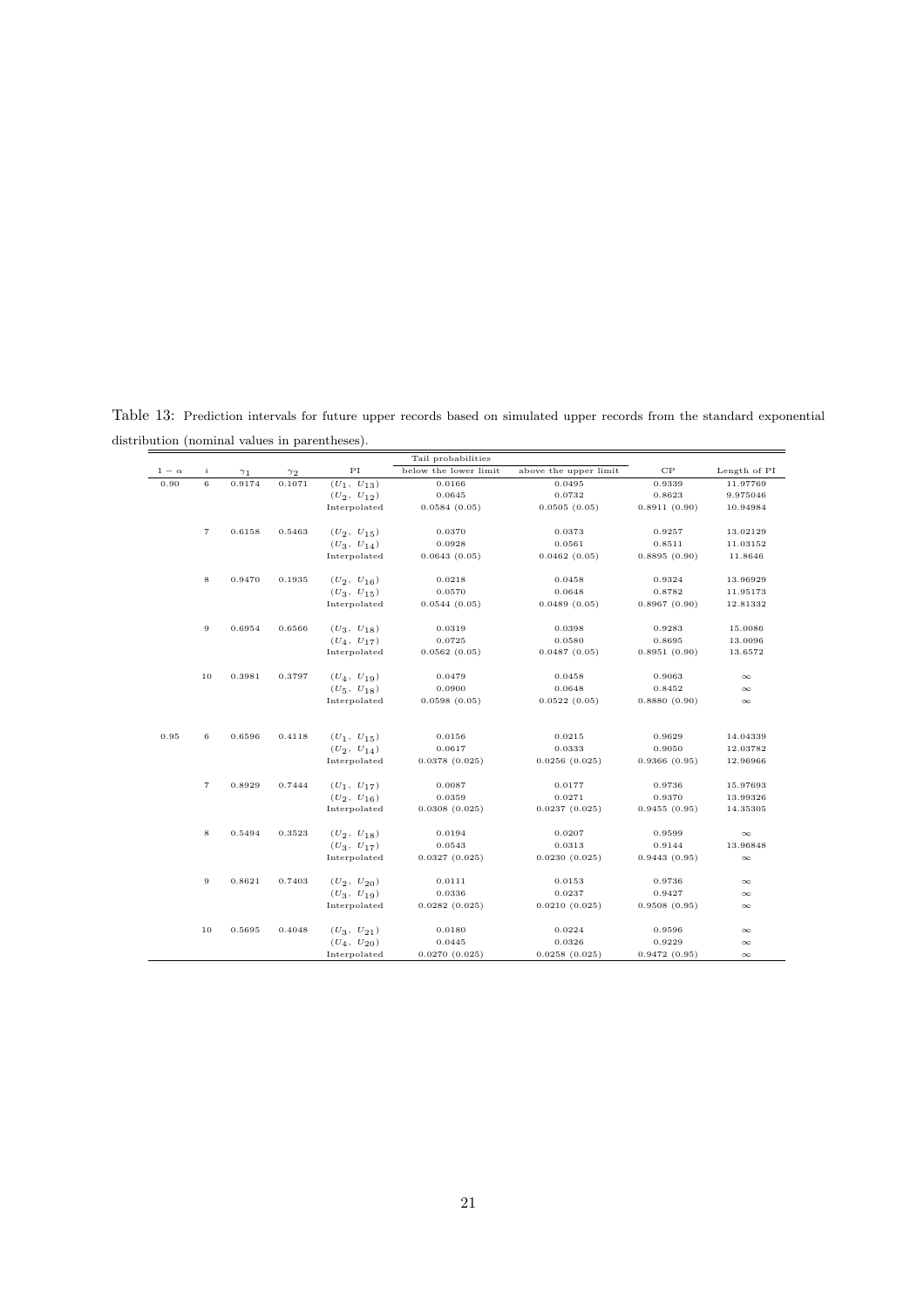Table 13: Prediction intervals for future upper records based on simulated upper records from the standard exponential distribution (nominal values in parentheses).

| $1-\alpha$ | $i$ | $\gamma_1$ | $\gamma_2$ | PI | Tail probabilities | | CP | Length of PI |
|---|---|---|---|---|---|---|---|---|
| | | | | | below the lower limit | above the upper limit | | |
| 0.90 | 6 | 0.9174 | 0.1071 | $(U_1, U_{13})$ | 0.0166 | 0.0495 | 0.9339 | 11.97769 |
| | | | | $(U_2, U_{12})$ | 0.0645 | 0.0732 | 0.8623 | 9.975046 |
| | | | | Interpolated | 0.0584 (0.05) | 0.0505 (0.05) | 0.8911 (0.90) | 10.94984 |
| | 7 | 0.6158 | 0.5463 | $(U_2, U_{15})$ | 0.0370 | 0.0373 | 0.9257 | 13.02129 |
| | | | | $(U_3, U_{14})$ | 0.0928 | 0.0561 | 0.8511 | 11.03152 |
| | | | | Interpolated | 0.0643 (0.05) | 0.0462 (0.05) | 0.8895 (0.90) | 11.8646 |
| | 8 | 0.9470 | 0.1935 | $(U_2, U_{16})$ | 0.0218 | 0.0458 | 0.9324 | 13.96929 |
| | | | | $(U_3, U_{15})$ | 0.0570 | 0.0648 | 0.8782 | 11.95173 |
| | | | | Interpolated | 0.0544 (0.05) | 0.0489 (0.05) | 0.8967 (0.90) | 12.81332 |
| | 9 | 0.6954 | 0.6566 | $(U_3, U_{18})$ | 0.0319 | 0.0398 | 0.9283 | 15.0086 |
| | | | | $(U_4, U_{17})$ | 0.0725 | 0.0580 | 0.8695 | 13.0096 |
| | | | | Interpolated | 0.0562 (0.05) | 0.0487 (0.05) | 0.8951 (0.90) | 13.6572 |
| | 10 | 0.3981 | 0.3797 | $(U_4, U_{19})$ | 0.0479 | 0.0458 | 0.9063 | $\infty$ |
| | | | | $(U_5, U_{18})$ | 0.0900 | 0.0648 | 0.8452 | $\infty$ |
| | | | | Interpolated | 0.0598 (0.05) | 0.0522 (0.05) | 0.8880 (0.90) | $\infty$ |
| 0.95 | 6 | 0.6596 | 0.4118 | $(U_1, U_{15})$ | 0.0156 | 0.0215 | 0.9629 | 14.04339 |
| | | | | $(U_2, U_{14})$ | 0.0617 | 0.0333 | 0.9050 | 12.03782 |
| | | | | Interpolated | 0.0378 (0.025) | 0.0256 (0.025) | 0.9366 (0.95) | 12.96966 |
| | 7 | 0.8929 | 0.7444 | $(U_1, U_{17})$ | 0.0087 | 0.0177 | 0.9736 | 15.97693 |
| | | | | $(U_2, U_{16})$ | 0.0359 | 0.0271 | 0.9370 | 13.99326 |
| | | | | Interpolated | 0.0308 (0.025) | 0.0237 (0.025) | 0.9455 (0.95) | 14.35305 |
| | 8 | 0.5494 | 0.3523 | $(U_2, U_{18})$ | 0.0194 | 0.0207 | 0.9599 | $\infty$ |
| | | | | $(U_3, U_{17})$ | 0.0543 | 0.0313 | 0.9144 | 13.96848 |
| | | | | Interpolated | 0.0327 (0.025) | 0.0230 (0.025) | 0.9443 (0.95) | $\infty$ |
| | 9 | 0.8621 | 0.7403 | $(U_2, U_{20})$ | 0.0111 | 0.0153 | 0.9736 | $\infty$ |
| | | | | $(U_3, U_{19})$ | 0.0336 | 0.0237 | 0.9427 | $\infty$ |
| | | | | Interpolated | 0.0282 (0.025) | 0.0210 (0.025) | 0.9508 (0.95) | $\infty$ |
| | 10 | 0.5695 | 0.4048 | $(U_3, U_{21})$ | 0.0180 | 0.0224 | 0.9596 | $\infty$ |
| | | | | $(U_4, U_{20})$ | 0.0445 | 0.0326 | 0.9229 | $\infty$ |
| | | | | Interpolated | 0.0270 (0.025) | 0.0258 (0.025) | 0.9472 (0.95) | $\infty$ |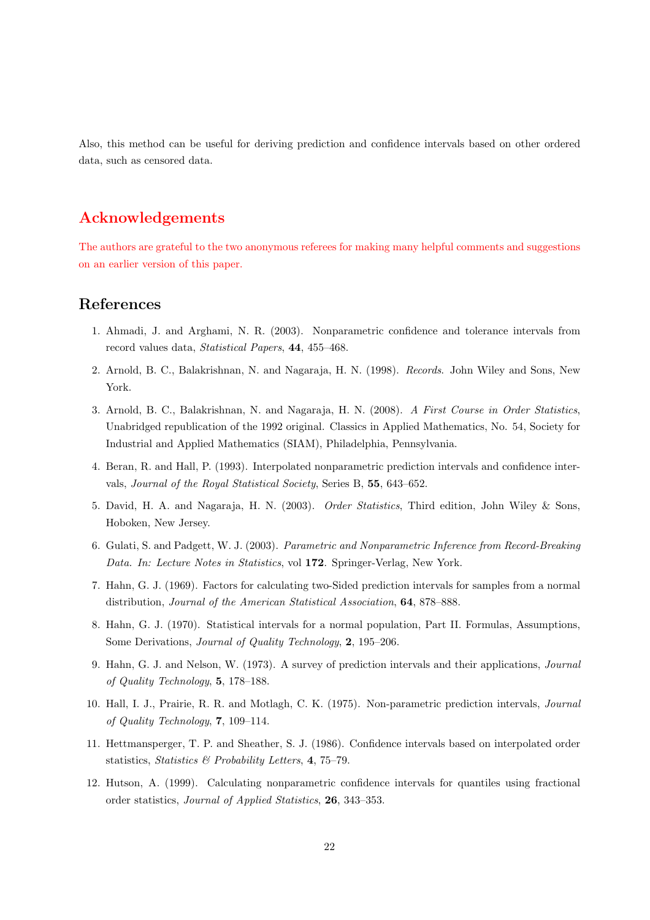Also, this method can be useful for deriving prediction and confidence intervals based on other ordered data, such as censored data.

## Acknowledgements

The authors are grateful to the two anonymous referees for making many helpful comments and suggestions on an earlier version of this paper.

## References

1. Ahmadi, J. and Arghami, N. R. (2003). Nonparametric confidence and tolerance intervals from record values data, *Statistical Papers*, **44**, 455–468.

2. Arnold, B. C., Balakrishnan, N. and Nagaraja, H. N. (1998). *Records.* John Wiley and Sons, New York.

3. Arnold, B. C., Balakrishnan, N. and Nagaraja, H. N. (2008). *A First Course in Order Statistics*, Unabridged republication of the 1992 original. Classics in Applied Mathematics, No. 54, Society for Industrial and Applied Mathematics (SIAM), Philadelphia, Pennsylvania.

4. Beran, R. and Hall, P. (1993). Interpolated nonparametric prediction intervals and confidence intervals, *Journal of the Royal Statistical Society*, Series B, **55**, 643–652.

5. David, H. A. and Nagaraja, H. N. (2003). *Order Statistics*, Third edition, John Wiley & Sons, Hoboken, New Jersey.

6. Gulati, S. and Padgett, W. J. (2003). *Parametric and Nonparametric Inference from Record-Breaking Data. In: Lecture Notes in Statistics*, vol **172**. Springer-Verlag, New York.

7. Hahn, G. J. (1969). Factors for calculating two-Sided prediction intervals for samples from a normal distribution, *Journal of the American Statistical Association*, **64**, 878–888.

8. Hahn, G. J. (1970). Statistical intervals for a normal population, Part II. Formulas, Assumptions, Some Derivations, *Journal of Quality Technology*, **2**, 195–206.

9. Hahn, G. J. and Nelson, W. (1973). A survey of prediction intervals and their applications, *Journal of Quality Technology*, **5**, 178–188.

10. Hall, I. J., Prairie, R. R. and Motlagh, C. K. (1975). Non-parametric prediction intervals, *Journal of Quality Technology*, **7**, 109–114.

11. Hettmansperger, T. P. and Sheather, S. J. (1986). Confidence intervals based on interpolated order statistics, *Statistics & Probability Letters*, **4**, 75–79.

12. Hutson, A. (1999). Calculating nonparametric confidence intervals for quantiles using fractional order statistics, *Journal of Applied Statistics*, **26**, 343–353.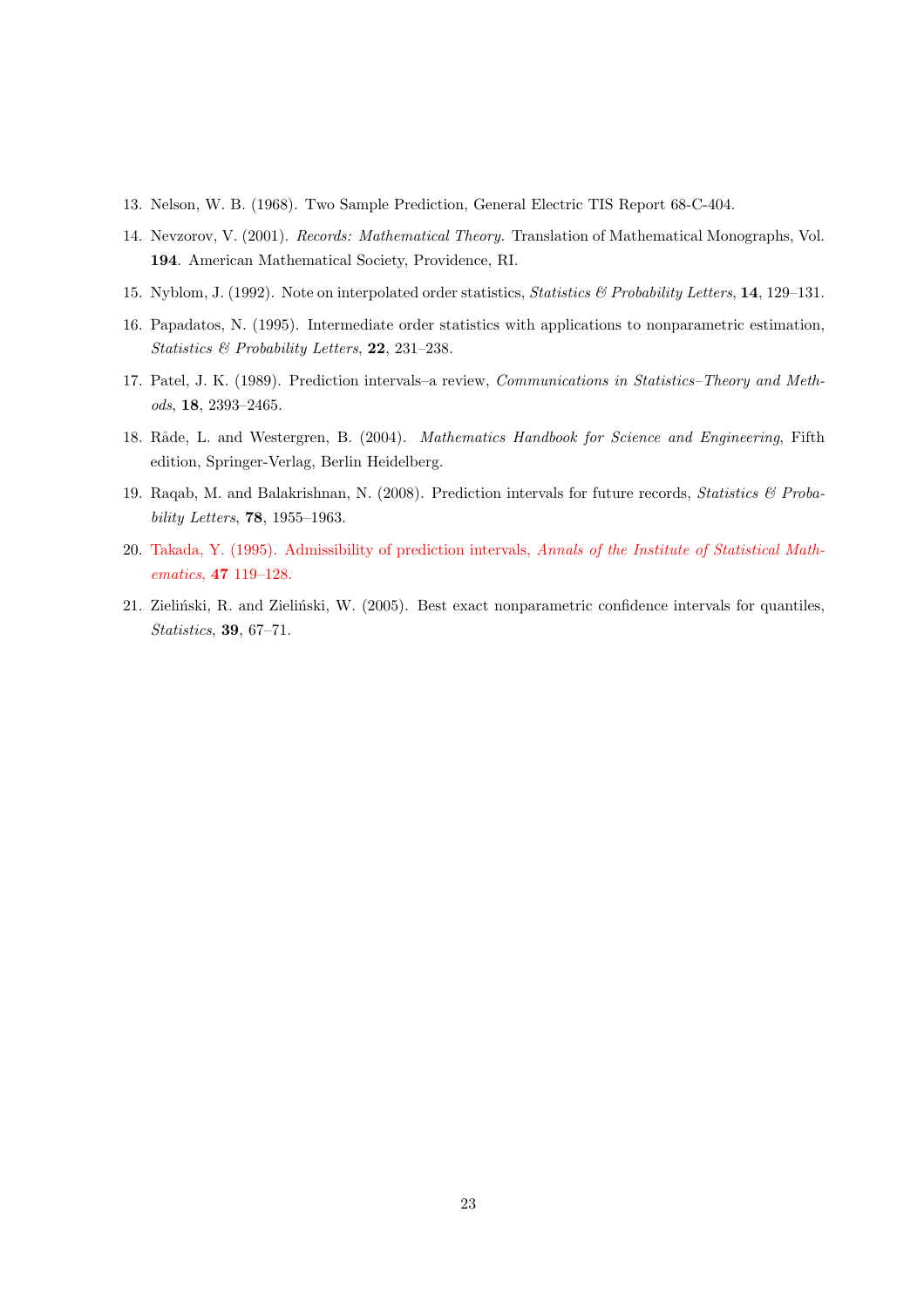13. Nelson, W. B. (1968). Two Sample Prediction, General Electric TIS Report 68-C-404.

14. Nevzorov, V. (2001). *Records: Mathematical Theory*. Translation of Mathematical Monographs, Vol. **194**. American Mathematical Society, Providence, RI.

15. Nyblom, J. (1992). Note on interpolated order statistics, *Statistics & Probability Letters*, **14**, 129–131.

16. Papadatos, N. (1995). Intermediate order statistics with applications to nonparametric estimation, *Statistics & Probability Letters*, **22**, 231–238.

17. Patel, J. K. (1989). Prediction intervals–a review, *Communications in Statistics–Theory and Methods*, **18**, 2393–2465.

18. Råde, L. and Westergren, B. (2004). *Mathematics Handbook for Science and Engineering*, Fifth edition, Springer-Verlag, Berlin Heidelberg.

19. Raqab, M. and Balakrishnan, N. (2008). Prediction intervals for future records, *Statistics & Probability Letters*, **78**, 1955–1963.

20. Takada, Y. (1995). Admissibility of prediction intervals, *Annals of the Institute of Statistical Mathematics*, **47** 119–128.

21. Zieliński, R. and Zieliński, W. (2005). Best exact nonparametric confidence intervals for quantiles, *Statistics*, **39**, 67–71.